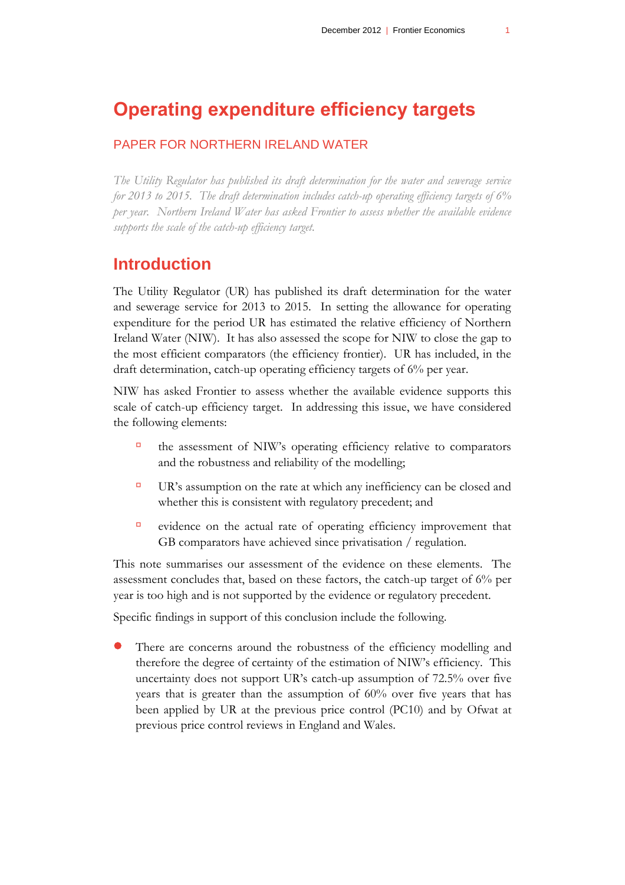# Operating expenditure efficiency targets

## PAPER FOR NORTHERN IRELAND WATER

*The Utility Regulator has published its draft determination for the water and sewerage service for 2013 to 2015. The draft determination includes catch-up operating efficiency targets of 6% per year. Northern Ireland Water has asked Frontier to assess whether the available evidence supports the scale of the catch-up efficiency target.*

## Introduction

The Utility Regulator (UR) has published its draft determination for the water and sewerage service for 2013 to 2015. In setting the allowance for operating expenditure for the period UR has estimated the relative efficiency of Northern Ireland Water (NIW). It has also assessed the scope for NIW to close the gap to the most efficient comparators (the efficiency frontier). UR has included, in the draft determination, catch-up operating efficiency targets of 6% per year.

NIW has asked Frontier to assess whether the available evidence supports this scale of catch-up efficiency target. In addressing this issue, we have considered the following elements:

- the assessment of NIW's operating efficiency relative to comparators and the robustness and reliability of the modelling;
- UR's assumption on the rate at which any inefficiency can be closed and whether this is consistent with regulatory precedent; and
- evidence on the actual rate of operating efficiency improvement that GB comparators have achieved since privatisation / regulation.

This note summarises our assessment of the evidence on these elements. The assessment concludes that, based on these factors, the catch-up target of 6% per year is too high and is not supported by the evidence or regulatory precedent.

Specific findings in support of this conclusion include the following.

- There are concerns around the robustness of the efficiency modelling and therefore the degree of certainty of the estimation of NIW's efficiency. This uncertainty does not support UR's catch-up assumption of 72.5% over five years that is greater than the assumption of 60% over five years that has been applied by UR at the previous price control (PC10) and by Ofwat at previous price control reviews in England and Wales.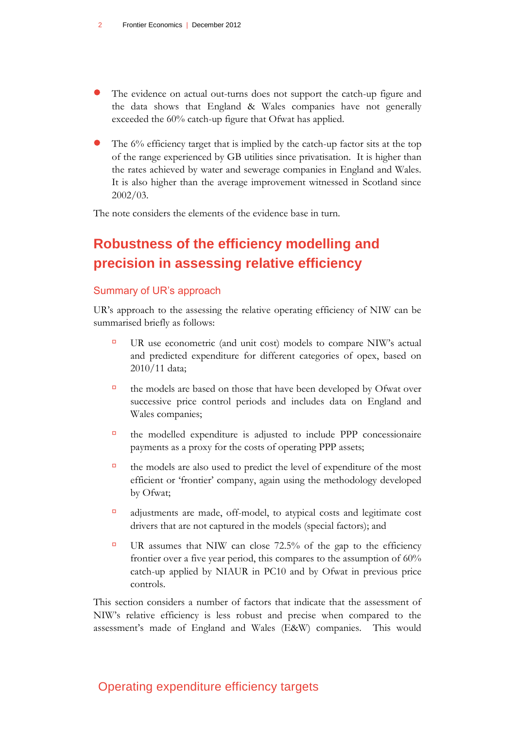- The evidence on actual out-turns does not support the catch-up figure and the data shows that England & Wales companies have not generally exceeded the 60% catch-up figure that Ofwat has applied.

- The 6% efficiency target that is implied by the catch-up factor sits at the top of the range experienced by GB utilities since privatisation. It is higher than the rates achieved by water and sewerage companies in England and Wales. It is also higher than the average improvement witnessed in Scotland since 2002/03.

The note considers the elements of the evidence base in turn.

## Robustness of the efficiency modelling and precision in assessing relative efficiency

### Summary of UR's approach

UR's approach to the assessing the relative operating efficiency of NIW can be summarised briefly as follows:

- UR use econometric (and unit cost) models to compare NIW's actual and predicted expenditure for different categories of opex, based on 2010/11 data;
- the models are based on those that have been developed by Ofwat over successive price control periods and includes data on England and Wales companies;
- the modelled expenditure is adjusted to include PPP concessionaire payments as a proxy for the costs of operating PPP assets;
- the models are also used to predict the level of expenditure of the most efficient or 'frontier' company, again using the methodology developed by Ofwat;
- adjustments are made, off-model, to atypical costs and legitimate cost drivers that are not captured in the models (special factors); and
- UR assumes that NIW can close 72.5% of the gap to the efficiency frontier over a five year period, this compares to the assumption of 60% catch-up applied by NIAUR in PC10 and by Ofwat in previous price controls.

This section considers a number of factors that indicate that the assessment of NIW's relative efficiency is less robust and precise when compared to the assessment's made of England and Wales (E&W) companies. This would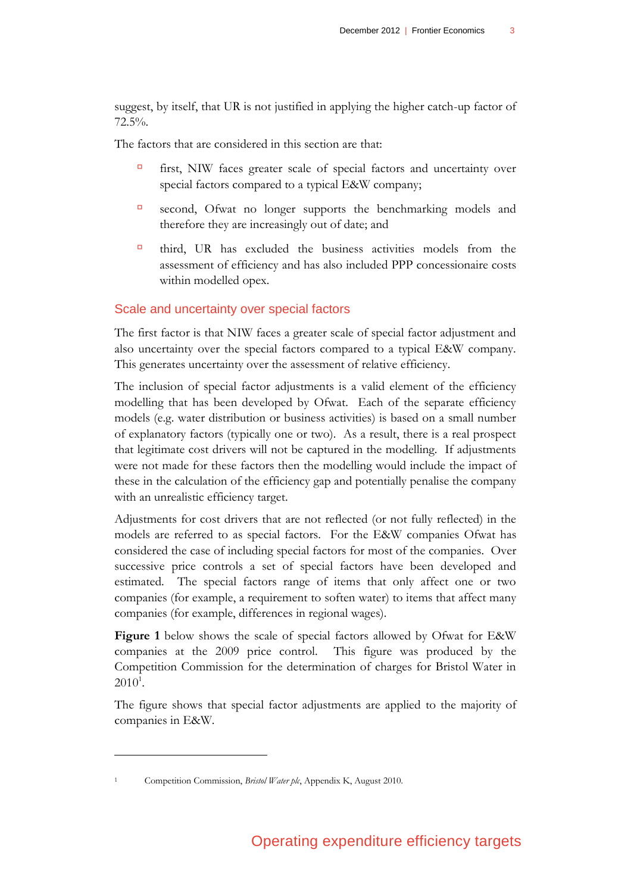suggest, by itself, that UR is not justified in applying the higher catch-up factor of 72.5%.

The factors that are considered in this section are that:

- first, NIW faces greater scale of special factors and uncertainty over special factors compared to a typical E&W company;
- second, Ofwat no longer supports the benchmarking models and therefore they are increasingly out of date; and
- third, UR has excluded the business activities models from the assessment of efficiency and has also included PPP concessionaire costs within modelled opex.

## Scale and uncertainty over special factors

The first factor is that NIW faces a greater scale of special factor adjustment and also uncertainty over the special factors compared to a typical E&W company. This generates uncertainty over the assessment of relative efficiency.

The inclusion of special factor adjustments is a valid element of the efficiency modelling that has been developed by Ofwat. Each of the separate efficiency models (e.g. water distribution or business activities) is based on a small number of explanatory factors (typically one or two). As a result, there is a real prospect that legitimate cost drivers will not be captured in the modelling. If adjustments were not made for these factors then the modelling would include the impact of these in the calculation of the efficiency gap and potentially penalise the company with an unrealistic efficiency target.

Adjustments for cost drivers that are not reflected (or not fully reflected) in the models are referred to as special factors. For the E&W companies Ofwat has considered the case of including special factors for most of the companies. Over successive price controls a set of special factors have been developed and estimated. The special factors range of items that only affect one or two companies (for example, a requirement to soften water) to items that affect many companies (for example, differences in regional wages).

**Figure 1** below shows the scale of special factors allowed by Ofwat for E&W companies at the 2009 price control. This figure was produced by the Competition Commission for the determination of charges for Bristol Water in 2010[1].

The figure shows that special factor adjustments are applied to the majority of companies in E&W.

---

[1] Competition Commission, *Bristol Water plc*, Appendix K, August 2010.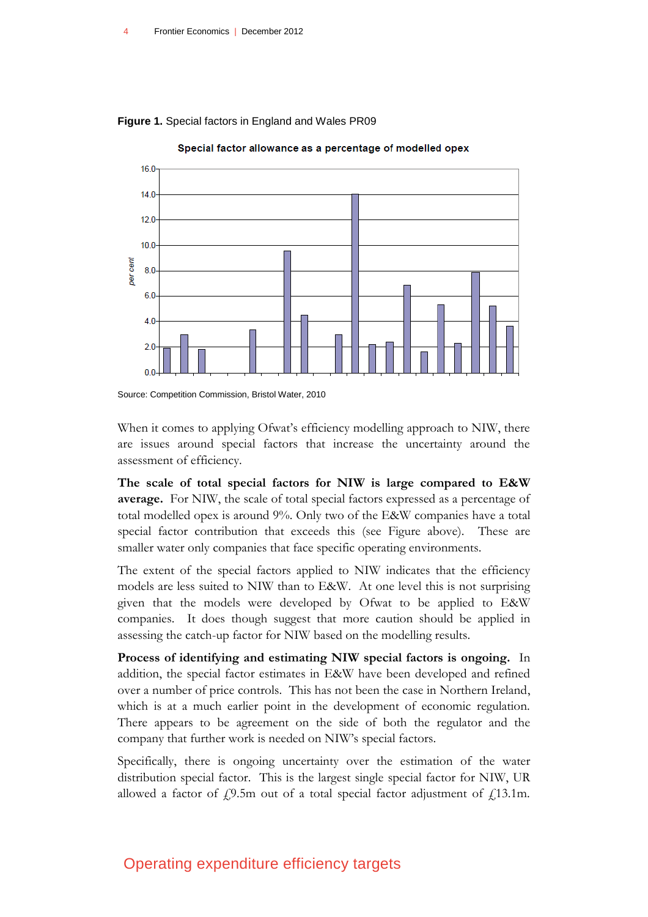**Figure 1.** Special factors in England and Wales PR09

Source: Competition Commission, Bristol Water, 2010

When it comes to applying Ofwat's efficiency modelling approach to NIW, there are issues around special factors that increase the uncertainty around the assessment of efficiency.

**The scale of total special factors for NIW is large compared to E&W average.** For NIW, the scale of total special factors expressed as a percentage of total modelled opex is around 9%. Only two of the E&W companies have a total special factor contribution that exceeds this (see Figure above). These are smaller water only companies that face specific operating environments.

The extent of the special factors applied to NIW indicates that the efficiency models are less suited to NIW than to E&W. At one level this is not surprising given that the models were developed by Ofwat to be applied to E&W companies. It does though suggest that more caution should be applied in assessing the catch-up factor for NIW based on the modelling results.

**Process of identifying and estimating NIW special factors is ongoing.** In addition, the special factor estimates in E&W have been developed and refined over a number of price controls. This has not been the case in Northern Ireland, which is at a much earlier point in the development of economic regulation. There appears to be agreement on the side of both the regulator and the company that further work is needed on NIW's special factors.

Specifically, there is ongoing uncertainty over the estimation of the water distribution special factor. This is the largest single special factor for NIW, UR allowed a factor of £9.5m out of a total special factor adjustment of £13.1m.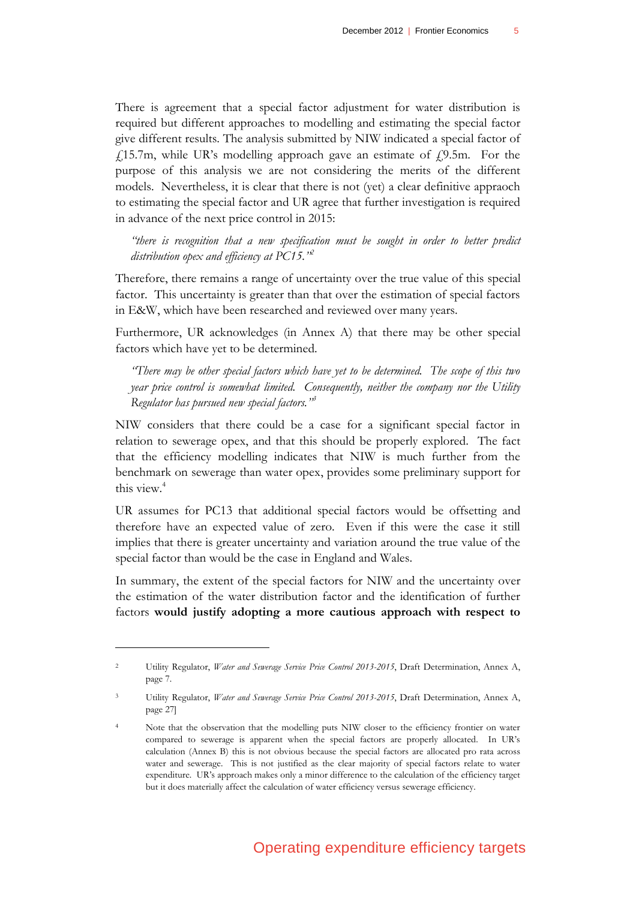There is agreement that a special factor adjustment for water distribution is required but different approaches to modelling and estimating the special factor give different results. The analysis submitted by NIW indicated a special factor of £15.7m, while UR's modelling approach gave an estimate of £9.5m. For the purpose of this analysis we are not considering the merits of the different models. Nevertheless, it is clear that there is not (yet) a clear definitive appraoch to estimating the special factor and UR agree that further investigation is required in advance of the next price control in 2015:

> *"there is recognition that a new specification must be sought in order to better predict distribution opex and efficiency at PC15."*[2]

Therefore, there remains a range of uncertainty over the true value of this special factor. This uncertainty is greater than that over the estimation of special factors in E&W, which have been researched and reviewed over many years.

Furthermore, UR acknowledges (in Annex A) that there may be other special factors which have yet to be determined.

> *"There may be other special factors which have yet to be determined. The scope of this two year price control is somewhat limited. Consequently, neither the company nor the Utility Regulator has pursued new special factors."*[3]

NIW considers that there could be a case for a significant special factor in relation to sewerage opex, and that this should be properly explored. The fact that the efficiency modelling indicates that NIW is much further from the benchmark on sewerage than water opex, provides some preliminary support for this view.[4]

UR assumes for PC13 that additional special factors would be offsetting and therefore have an expected value of zero. Even if this were the case it still implies that there is greater uncertainty and variation around the true value of the special factor than would be the case in England and Wales.

In summary, the extent of the special factors for NIW and the uncertainty over the estimation of the water distribution factor and the identification of further factors **would justify adopting a more cautious approach with respect to**

---

2 Utility Regulator, *Water and Sewerage Service Price Control 2013-2015*, Draft Determination, Annex A, page 7.

3 Utility Regulator, *Water and Sewerage Service Price Control 2013-2015*, Draft Determination, Annex A, page 27]

4 Note that the observation that the modelling puts NIW closer to the efficiency frontier on water compared to sewerage is apparent when the special factors are properly allocated. In UR's calculation (Annex B) this is not obvious because the special factors are allocated pro rata across water and sewerage. This is not justified as the clear majority of special factors relate to water expenditure. UR's approach makes only a minor difference to the calculation of the efficiency target but it does materially affect the calculation of water efficiency versus sewerage efficiency.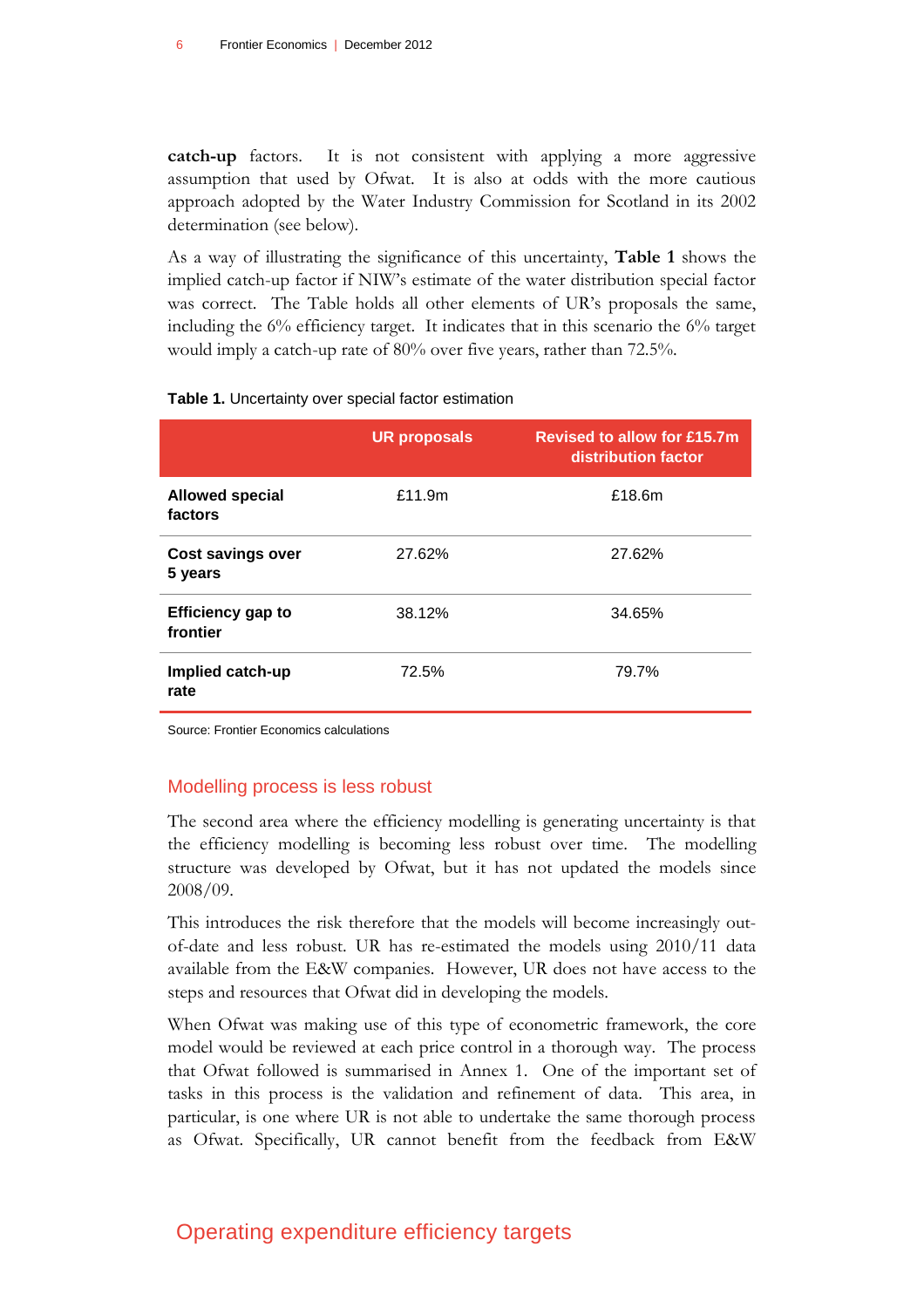**catch-up** factors. It is not consistent with applying a more aggressive assumption that used by Ofwat. It is also at odds with the more cautious approach adopted by the Water Industry Commission for Scotland in its 2002 determination (see below).

As a way of illustrating the significance of this uncertainty, **Table 1** shows the implied catch-up factor if NIW's estimate of the water distribution special factor was correct. The Table holds all other elements of UR's proposals the same, including the 6% efficiency target. It indicates that in this scenario the 6% target would imply a catch-up rate of 80% over five years, rather than 72.5%.

**Table 1.** Uncertainty over special factor estimation

| | UR proposals | Revised to allow for £15.7m distribution factor |
|---|---|---|
| **Allowed special factors** | £11.9m | £18.6m |
| **Cost savings over 5 years** | 27.62% | 27.62% |
| **Efficiency gap to frontier** | 38.12% | 34.65% |
| **Implied catch-up rate** | 72.5% | 79.7% |

Source: Frontier Economics calculations

## Modelling process is less robust

The second area where the efficiency modelling is generating uncertainty is that the efficiency modelling is becoming less robust over time. The modelling structure was developed by Ofwat, but it has not updated the models since 2008/09.

This introduces the risk therefore that the models will become increasingly out-of-date and less robust. UR has re-estimated the models using 2010/11 data available from the E&W companies. However, UR does not have access to the steps and resources that Ofwat did in developing the models.

When Ofwat was making use of this type of econometric framework, the core model would be reviewed at each price control in a thorough way. The process that Ofwat followed is summarised in Annex 1. One of the important set of tasks in this process is the validation and refinement of data. This area, in particular, is one where UR is not able to undertake the same thorough process as Ofwat. Specifically, UR cannot benefit from the feedback from E&W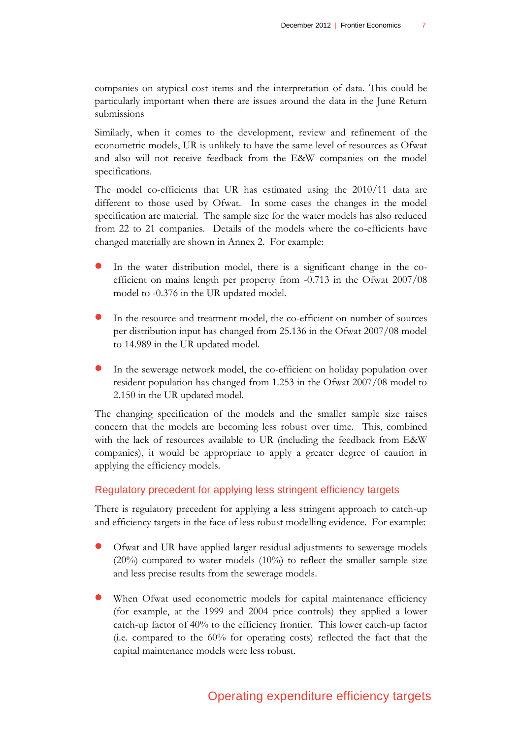companies on atypical cost items and the interpretation of data. This could be particularly important when there are issues around the data in the June Return submissions

Similarly, when it comes to the development, review and refinement of the econometric models, UR is unlikely to have the same level of resources as Ofwat and also will not receive feedback from the E&W companies on the model specifications.

The model co-efficients that UR has estimated using the 2010/11 data are different to those used by Ofwat. In some cases the changes in the model specification are material. The sample size for the water models has also reduced from 22 to 21 companies. Details of the models where the co-efficients have changed materially are shown in Annex 2. For example:

- In the water distribution model, there is a significant change in the co-efficient on mains length per property from -0.713 in the Ofwat 2007/08 model to -0.376 in the UR updated model.
- In the resource and treatment model, the co-efficient on number of sources per distribution input has changed from 25.136 in the Ofwat 2007/08 model to 14.989 in the UR updated model.
- In the sewerage network model, the co-efficient on holiday population over resident population has changed from 1.253 in the Ofwat 2007/08 model to 2.150 in the UR updated model.

The changing specification of the models and the smaller sample size raises concern that the models are becoming less robust over time. This, combined with the lack of resources available to UR (including the feedback from E&W companies), it would be appropriate to apply a greater degree of caution in applying the efficiency models.

### Regulatory precedent for applying less stringent efficiency targets

There is regulatory precedent for applying a less stringent approach to catch-up and efficiency targets in the face of less robust modelling evidence. For example:

- Ofwat and UR have applied larger residual adjustments to sewerage models (20%) compared to water models (10%) to reflect the smaller sample size and less precise results from the sewerage models.
- When Ofwat used econometric models for capital maintenance efficiency (for example, at the 1999 and 2004 price controls) they applied a lower catch-up factor of 40% to the efficiency frontier. This lower catch-up factor (i.e. compared to the 60% for operating costs) reflected the fact that the capital maintenance models were less robust.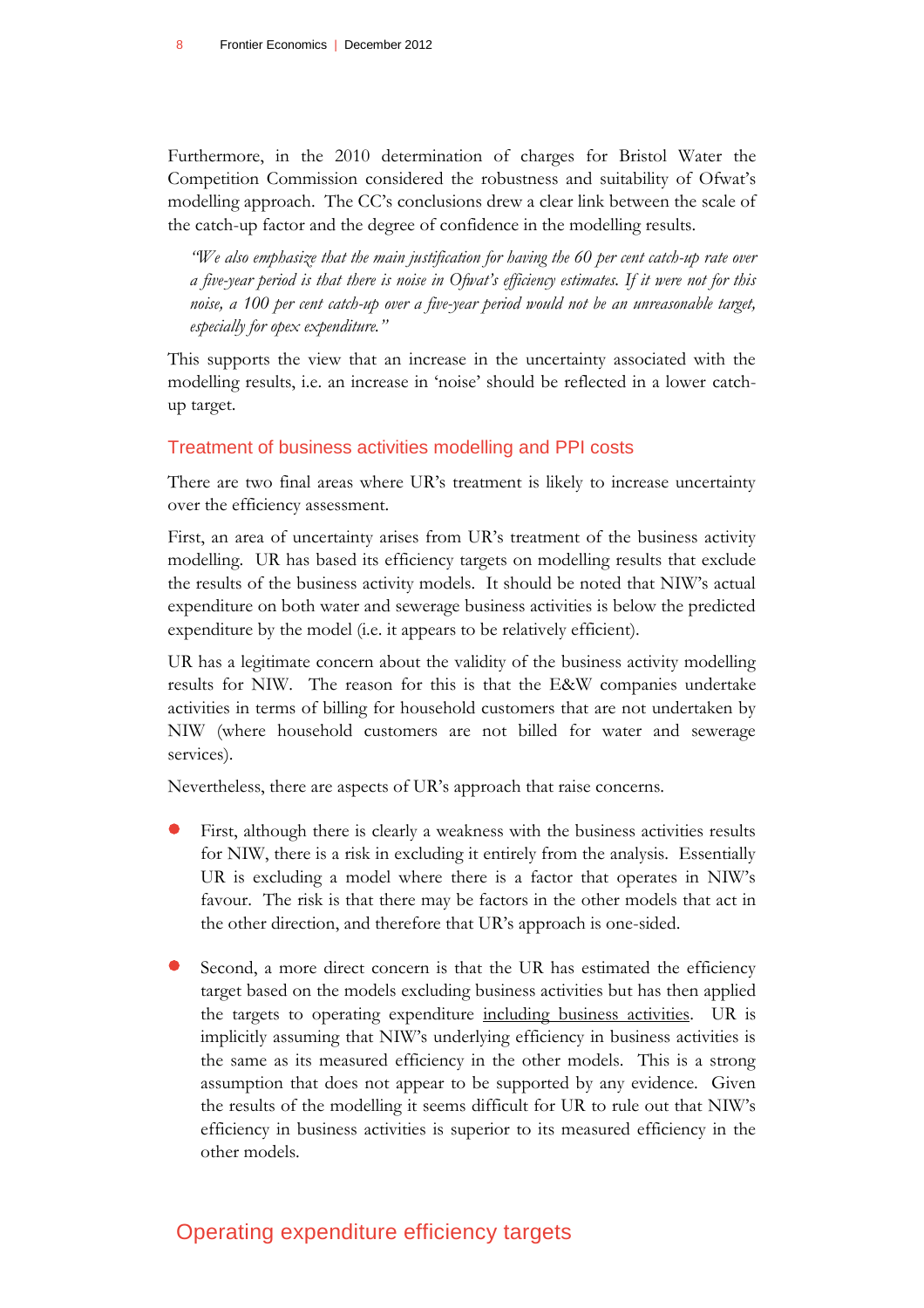Furthermore, in the 2010 determination of charges for Bristol Water the Competition Commission considered the robustness and suitability of Ofwat's modelling approach. The CC's conclusions drew a clear link between the scale of the catch-up factor and the degree of confidence in the modelling results.

> *"We also emphasize that the main justification for having the 60 per cent catch-up rate over a five-year period is that there is noise in Ofwat's efficiency estimates. If it were not for this noise, a 100 per cent catch-up over a five-year period would not be an unreasonable target, especially for opex expenditure."*

This supports the view that an increase in the uncertainty associated with the modelling results, i.e. an increase in 'noise' should be reflected in a lower catch-up target.

### Treatment of business activities modelling and PPI costs

There are two final areas where UR's treatment is likely to increase uncertainty over the efficiency assessment.

First, an area of uncertainty arises from UR's treatment of the business activity modelling. UR has based its efficiency targets on modelling results that exclude the results of the business activity models. It should be noted that NIW's actual expenditure on both water and sewerage business activities is below the predicted expenditure by the model (i.e. it appears to be relatively efficient).

UR has a legitimate concern about the validity of the business activity modelling results for NIW. The reason for this is that the E&W companies undertake activities in terms of billing for household customers that are not undertaken by NIW (where household customers are not billed for water and sewerage services).

Nevertheless, there are aspects of UR's approach that raise concerns.

- First, although there is clearly a weakness with the business activities results for NIW, there is a risk in excluding it entirely from the analysis. Essentially UR is excluding a model where there is a factor that operates in NIW's favour. The risk is that there may be factors in the other models that act in the other direction, and therefore that UR's approach is one-sided.

- Second, a more direct concern is that the UR has estimated the efficiency target based on the models excluding business activities but has then applied the targets to operating expenditure including business activities. UR is implicitly assuming that NIW's underlying efficiency in business activities is the same as its measured efficiency in the other models. This is a strong assumption that does not appear to be supported by any evidence. Given the results of the modelling it seems difficult for UR to rule out that NIW's efficiency in business activities is superior to its measured efficiency in the other models.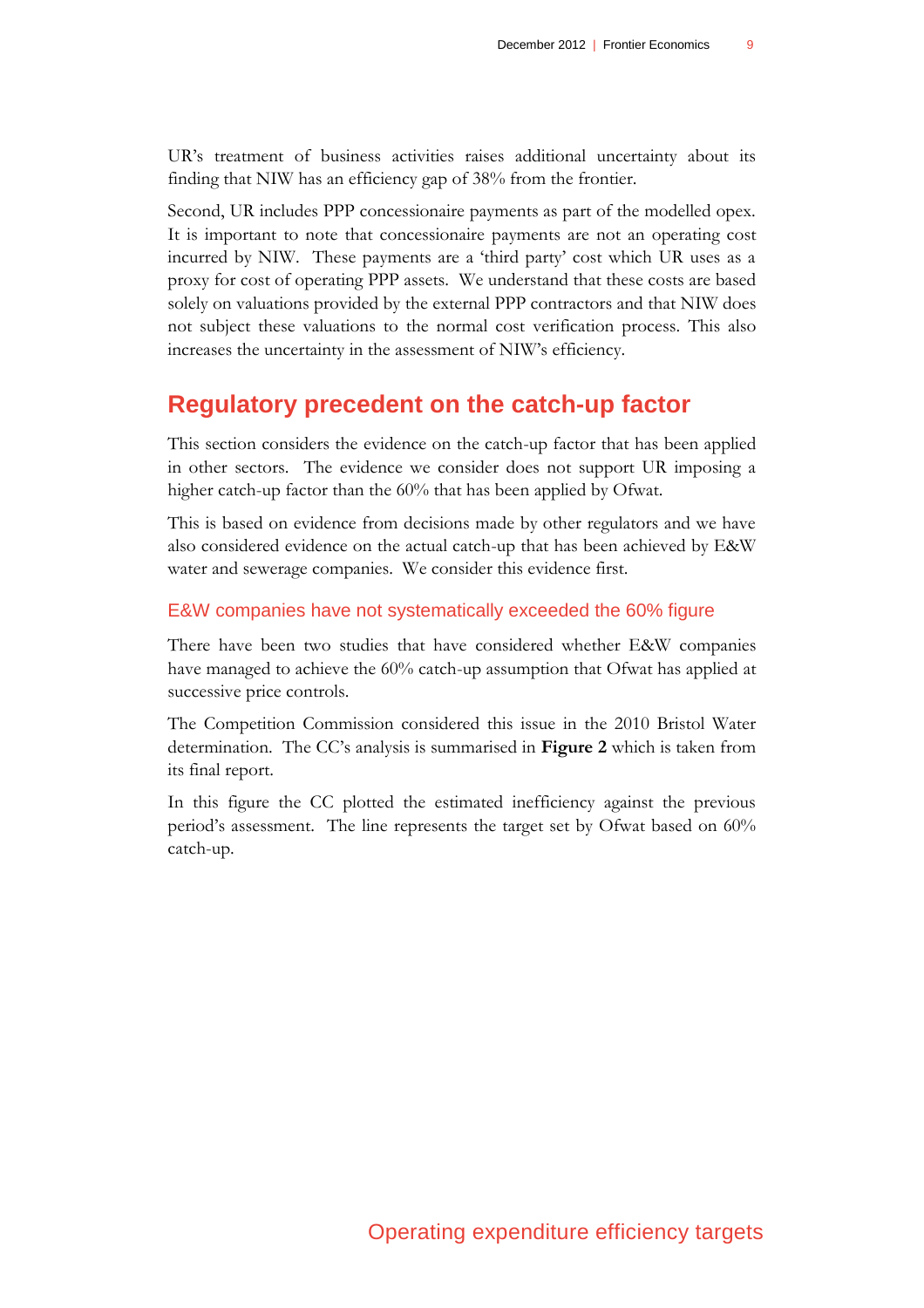UR's treatment of business activities raises additional uncertainty about its finding that NIW has an efficiency gap of 38% from the frontier.

Second, UR includes PPP concessionaire payments as part of the modelled opex. It is important to note that concessionaire payments are not an operating cost incurred by NIW. These payments are a 'third party' cost which UR uses as a proxy for cost of operating PPP assets. We understand that these costs are based solely on valuations provided by the external PPP contractors and that NIW does not subject these valuations to the normal cost verification process. This also increases the uncertainty in the assessment of NIW's efficiency.

## Regulatory precedent on the catch-up factor

This section considers the evidence on the catch-up factor that has been applied in other sectors. The evidence we consider does not support UR imposing a higher catch-up factor than the 60% that has been applied by Ofwat.

This is based on evidence from decisions made by other regulators and we have also considered evidence on the actual catch-up that has been achieved by E&W water and sewerage companies. We consider this evidence first.

### E&W companies have not systematically exceeded the 60% figure

There have been two studies that have considered whether E&W companies have managed to achieve the 60% catch-up assumption that Ofwat has applied at successive price controls.

The Competition Commission considered this issue in the 2010 Bristol Water determination. The CC's analysis is summarised in **Figure 2** which is taken from its final report.

In this figure the CC plotted the estimated inefficiency against the previous period's assessment. The line represents the target set by Ofwat based on 60% catch-up.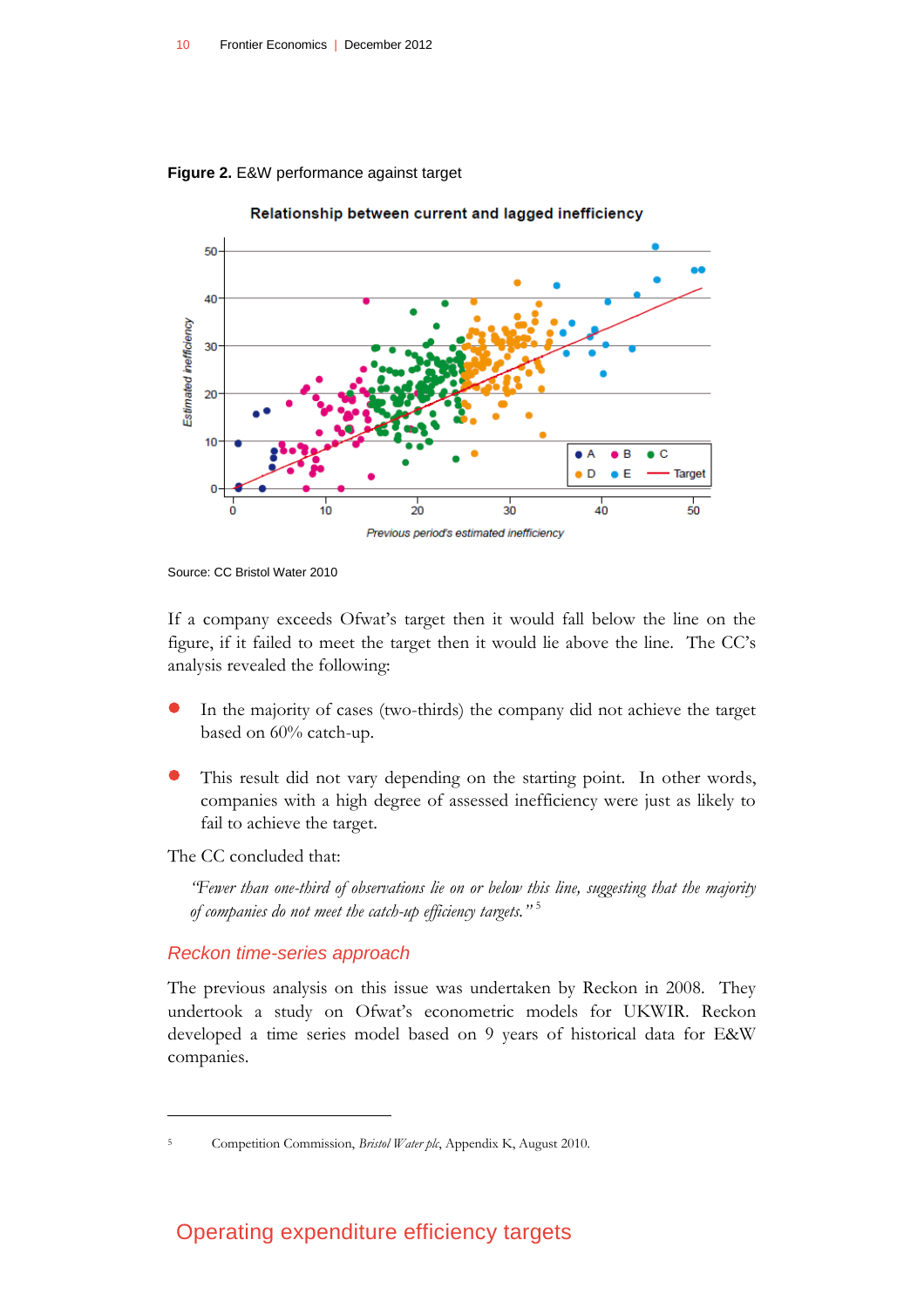**Figure 2.** E&W performance against target

Source: CC Bristol Water 2010

If a company exceeds Ofwat's target then it would fall below the line on the figure, if it failed to meet the target then it would lie above the line. The CC's analysis revealed the following:

- In the majority of cases (two-thirds) the company did not achieve the target based on 60% catch-up.
- This result did not vary depending on the starting point. In other words, companies with a high degree of assessed inefficiency were just as likely to fail to achieve the target.

The CC concluded that:

> *"Fewer than one-third of observations lie on or below this line, suggesting that the majority of companies do not meet the catch-up efficiency targets."* [5]

## Reckon time-series approach

The previous analysis on this issue was undertaken by Reckon in 2008. They undertook a study on Ofwat's econometric models for UKWIR. Reckon developed a time series model based on 9 years of historical data for E&W companies.

---

[5] Competition Commission, *Bristol Water plc*, Appendix K, August 2010.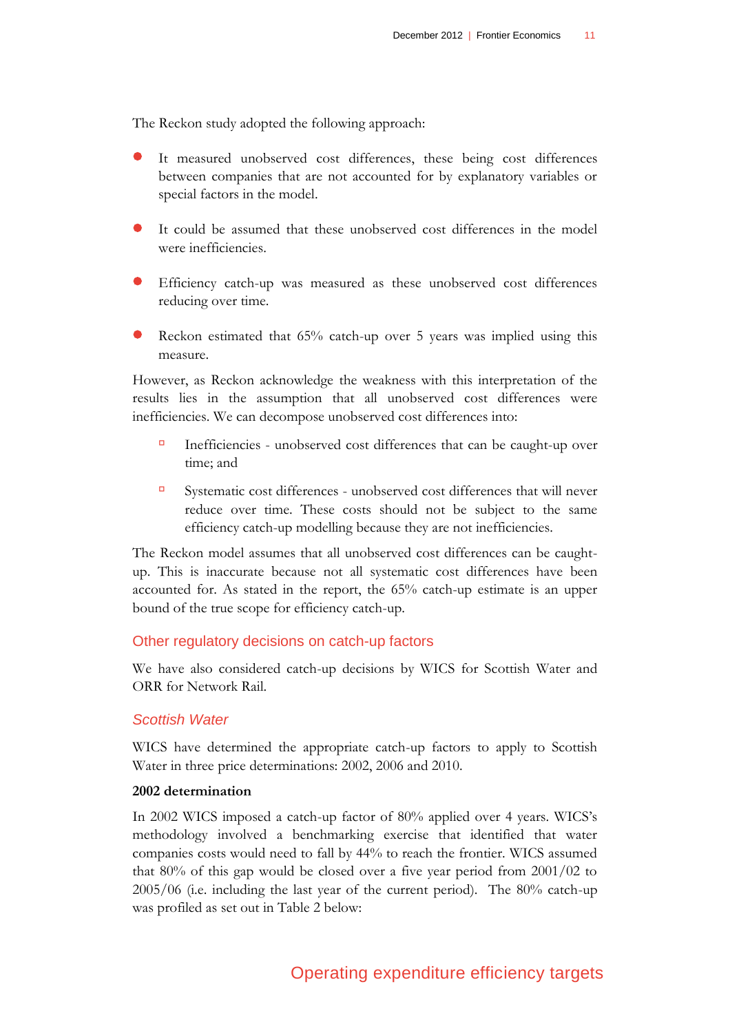The Reckon study adopted the following approach:

- It measured unobserved cost differences, these being cost differences between companies that are not accounted for by explanatory variables or special factors in the model.
- It could be assumed that these unobserved cost differences in the model were inefficiencies.
- Efficiency catch-up was measured as these unobserved cost differences reducing over time.
- Reckon estimated that 65% catch-up over 5 years was implied using this measure.

However, as Reckon acknowledge the weakness with this interpretation of the results lies in the assumption that all unobserved cost differences were inefficiencies. We can decompose unobserved cost differences into:

- Inefficiencies - unobserved cost differences that can be caught-up over time; and
- Systematic cost differences - unobserved cost differences that will never reduce over time. These costs should not be subject to the same efficiency catch-up modelling because they are not inefficiencies.

The Reckon model assumes that all unobserved cost differences can be caught-up. This is inaccurate because not all systematic cost differences have been accounted for. As stated in the report, the 65% catch-up estimate is an upper bound of the true scope for efficiency catch-up.

## Other regulatory decisions on catch-up factors

We have also considered catch-up decisions by WICS for Scottish Water and ORR for Network Rail.

### *Scottish Water*

WICS have determined the appropriate catch-up factors to apply to Scottish Water in three price determinations: 2002, 2006 and 2010.

**2002 determination**

In 2002 WICS imposed a catch-up factor of 80% applied over 4 years. WICS's methodology involved a benchmarking exercise that identified that water companies costs would need to fall by 44% to reach the frontier. WICS assumed that 80% of this gap would be closed over a five year period from 2001/02 to 2005/06 (i.e. including the last year of the current period). The 80% catch-up was profiled as set out in Table 2 below: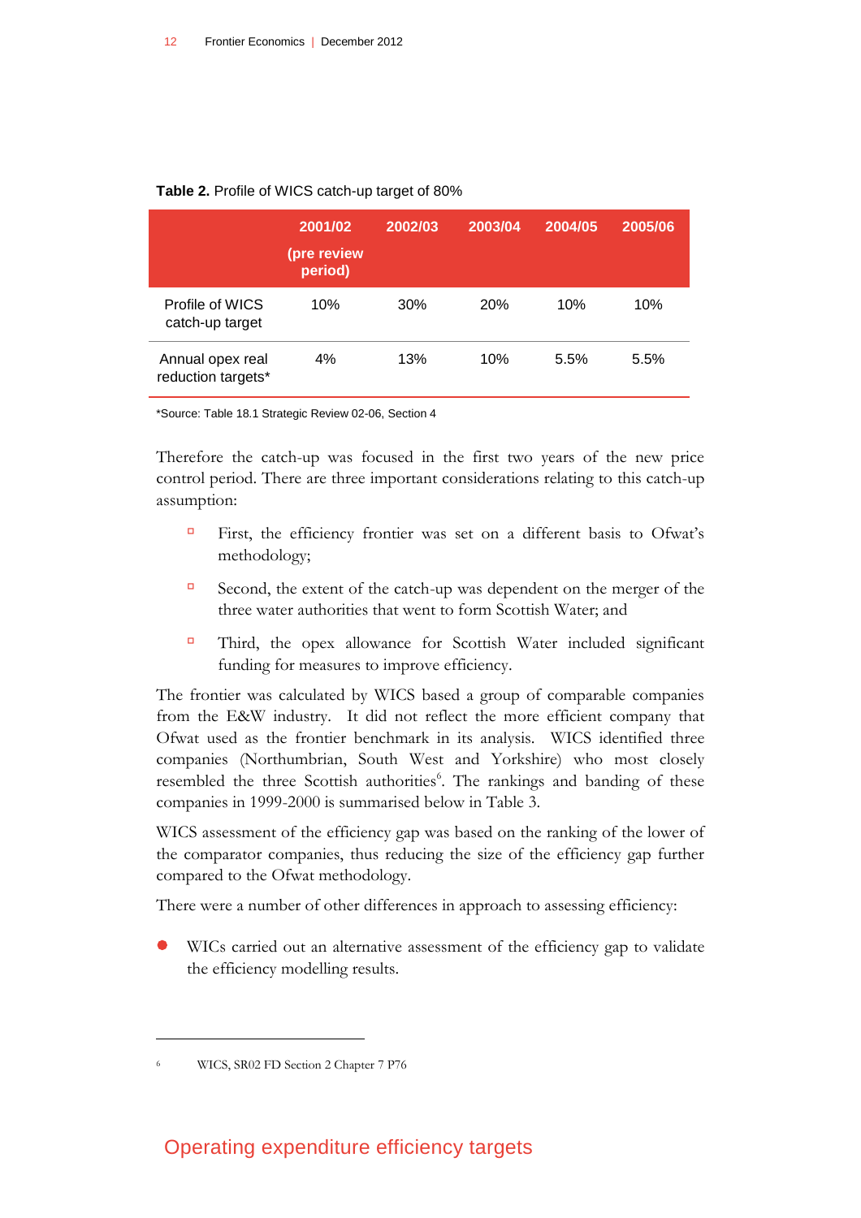**Table 2.** Profile of WICS catch-up target of 80%

| | 2001/02 (pre review period) | 2002/03 | 2003/04 | 2004/05 | 2005/06 |
|---|---|---|---|---|---|
| Profile of WICS catch-up target | 10% | 30% | 20% | 10% | 10% |
| Annual opex real reduction targets* | 4% | 13% | 10% | 5.5% | 5.5% |

*Source: Table 18.1 Strategic Review 02-06, Section 4

Therefore the catch-up was focused in the first two years of the new price control period. There are three important considerations relating to this catch-up assumption:

- First, the efficiency frontier was set on a different basis to Ofwat's methodology;
- Second, the extent of the catch-up was dependent on the merger of the three water authorities that went to form Scottish Water; and
- Third, the opex allowance for Scottish Water included significant funding for measures to improve efficiency.

The frontier was calculated by WICS based a group of comparable companies from the E&W industry. It did not reflect the more efficient company that Ofwat used as the frontier benchmark in its analysis. WICS identified three companies (Northumbrian, South West and Yorkshire) who most closely resembled the three Scottish authorities[6]. The rankings and banding of these companies in 1999-2000 is summarised below in Table 3.

WICS assessment of the efficiency gap was based on the ranking of the lower of the comparator companies, thus reducing the size of the efficiency gap further compared to the Ofwat methodology.

There were a number of other differences in approach to assessing efficiency:

- WICs carried out an alternative assessment of the efficiency gap to validate the efficiency modelling results.

[6] WICS, SR02 FD Section 2 Chapter 7 P76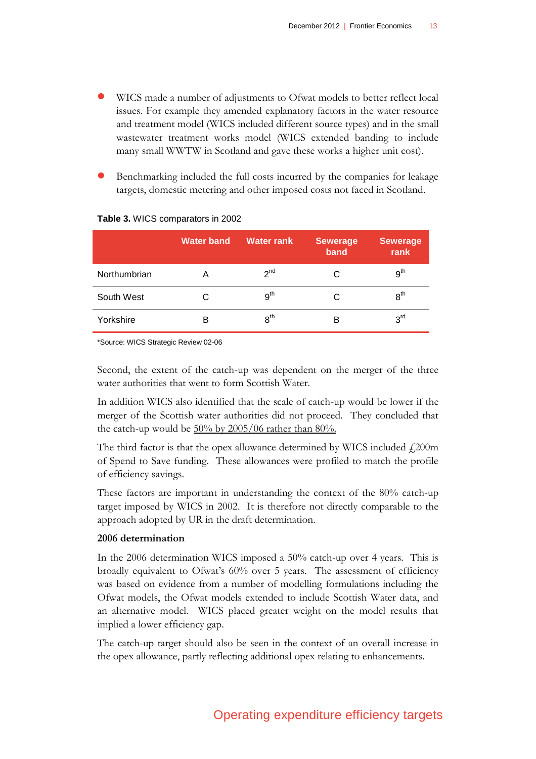- WICS made a number of adjustments to Ofwat models to better reflect local issues. For example they amended explanatory factors in the water resource and treatment model (WICS included different source types) and in the small wastewater treatment works model (WICS extended banding to include many small WWTW in Scotland and gave these works a higher unit cost).

- Benchmarking included the full costs incurred by the companies for leakage targets, domestic metering and other imposed costs not faced in Scotland.

**Table 3.** WICS comparators in 2002

| | Water band | Water rank | Sewerage band | Sewerage rank |
|---|---|---|---|---|
| Northumbrian | A | 2nd | C | 9th |
| South West | C | 9th | C | 8th |
| Yorkshire | B | 8th | B | 3rd |

*Source: WICS Strategic Review 02-06

Second, the extent of the catch-up was dependent on the merger of the three water authorities that went to form Scottish Water.

In addition WICS also identified that the scale of catch-up would be lower if the merger of the Scottish water authorities did not proceed. They concluded that the catch-up would be 50% by 2005/06 rather than 80%.

The third factor is that the opex allowance determined by WICS included £200m of Spend to Save funding. These allowances were profiled to match the profile of efficiency savings.

These factors are important in understanding the context of the 80% catch-up target imposed by WICS in 2002. It is therefore not directly comparable to the approach adopted by UR in the draft determination.

**2006 determination**

In the 2006 determination WICS imposed a 50% catch-up over 4 years. This is broadly equivalent to Ofwat's 60% over 5 years. The assessment of efficiency was based on evidence from a number of modelling formulations including the Ofwat models, the Ofwat models extended to include Scottish Water data, and an alternative model. WICS placed greater weight on the model results that implied a lower efficiency gap.

The catch-up target should also be seen in the context of an overall increase in the opex allowance, partly reflecting additional opex relating to enhancements.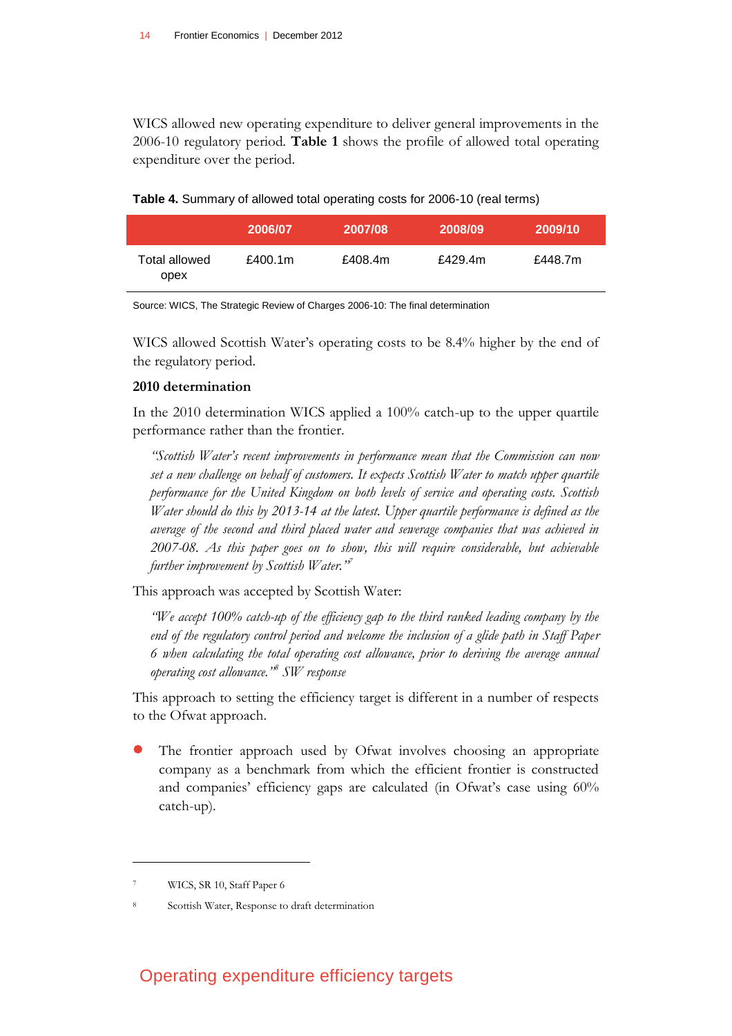WICS allowed new operating expenditure to deliver general improvements in the 2006-10 regulatory period. **Table 1** shows the profile of allowed total operating expenditure over the period.

**Table 4.** Summary of allowed total operating costs for 2006-10 (real terms)

| | 2006/07 | 2007/08 | 2008/09 | 2009/10 |
|---|---|---|---|---|
| Total allowed opex | £400.1m | £408.4m | £429.4m | £448.7m |

Source: WICS, The Strategic Review of Charges 2006-10: The final determination

WICS allowed Scottish Water's operating costs to be 8.4% higher by the end of the regulatory period.

**2010 determination**

In the 2010 determination WICS applied a 100% catch-up to the upper quartile performance rather than the frontier.

> *"Scottish Water's recent improvements in performance mean that the Commission can now set a new challenge on behalf of customers. It expects Scottish Water to match upper quartile performance for the United Kingdom on both levels of service and operating costs. Scottish Water should do this by 2013-14 at the latest. Upper quartile performance is defined as the average of the second and third placed water and sewerage companies that was achieved in 2007-08. As this paper goes on to show, this will require considerable, but achievable further improvement by Scottish Water."*[7]

This approach was accepted by Scottish Water:

> *"We accept 100% catch-up of the efficiency gap to the third ranked leading company by the end of the regulatory control period and welcome the inclusion of a glide path in Staff Paper 6 when calculating the total operating cost allowance, prior to deriving the average annual operating cost allowance."*[8] *SW response*

This approach to setting the efficiency target is different in a number of respects to the Ofwat approach.

- The frontier approach used by Ofwat involves choosing an appropriate company as a benchmark from which the efficient frontier is constructed and companies' efficiency gaps are calculated (in Ofwat's case using 60% catch-up).

---

7 WICS, SR 10, Staff Paper 6

8 Scottish Water, Response to draft determination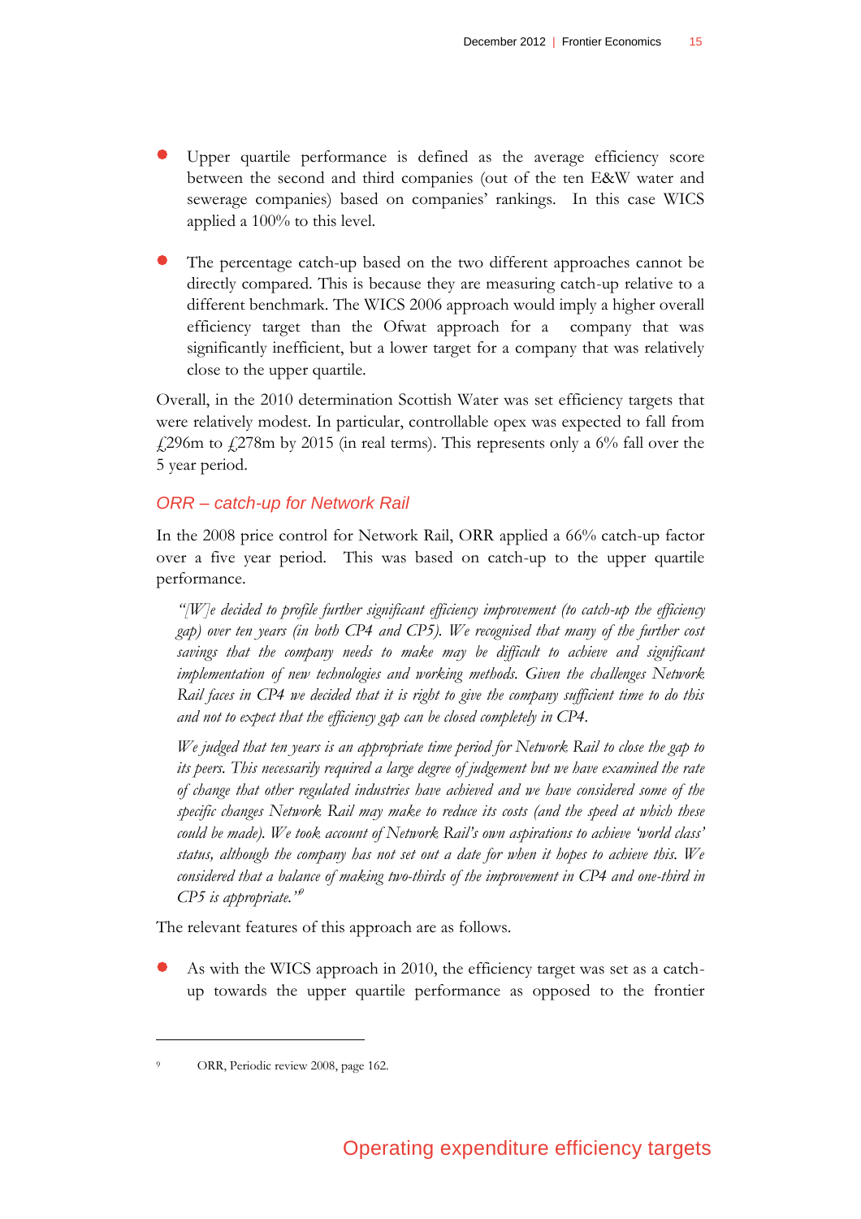- Upper quartile performance is defined as the average efficiency score between the second and third companies (out of the ten E&W water and sewerage companies) based on companies' rankings. In this case WICS applied a 100% to this level.

- The percentage catch-up based on the two different approaches cannot be directly compared. This is because they are measuring catch-up relative to a different benchmark. The WICS 2006 approach would imply a higher overall efficiency target than the Ofwat approach for a company that was significantly inefficient, but a lower target for a company that was relatively close to the upper quartile.

Overall, in the 2010 determination Scottish Water was set efficiency targets that were relatively modest. In particular, controllable opex was expected to fall from £296m to £278m by 2015 (in real terms). This represents only a 6% fall over the 5 year period.

### ORR – catch-up for Network Rail

In the 2008 price control for Network Rail, ORR applied a 66% catch-up factor over a five year period. This was based on catch-up to the upper quartile performance.

> *"[W]e decided to profile further significant efficiency improvement (to catch-up the efficiency gap) over ten years (in both CP4 and CP5). We recognised that many of the further cost savings that the company needs to make may be difficult to achieve and significant implementation of new technologies and working methods. Given the challenges Network Rail faces in CP4 we decided that it is right to give the company sufficient time to do this and not to expect that the efficiency gap can be closed completely in CP4.*
>
> *We judged that ten years is an appropriate time period for Network Rail to close the gap to its peers. This necessarily required a large degree of judgement but we have examined the rate of change that other regulated industries have achieved and we have considered some of the specific changes Network Rail may make to reduce its costs (and the speed at which these could be made). We took account of Network Rail's own aspirations to achieve 'world class' status, although the company has not set out a date for when it hopes to achieve this. We considered that a balance of making two-thirds of the improvement in CP4 and one-third in CP5 is appropriate."*[9]

The relevant features of this approach are as follows.

- As with the WICS approach in 2010, the efficiency target was set as a catch-up towards the upper quartile performance as opposed to the frontier

[9] ORR, Periodic review 2008, page 162.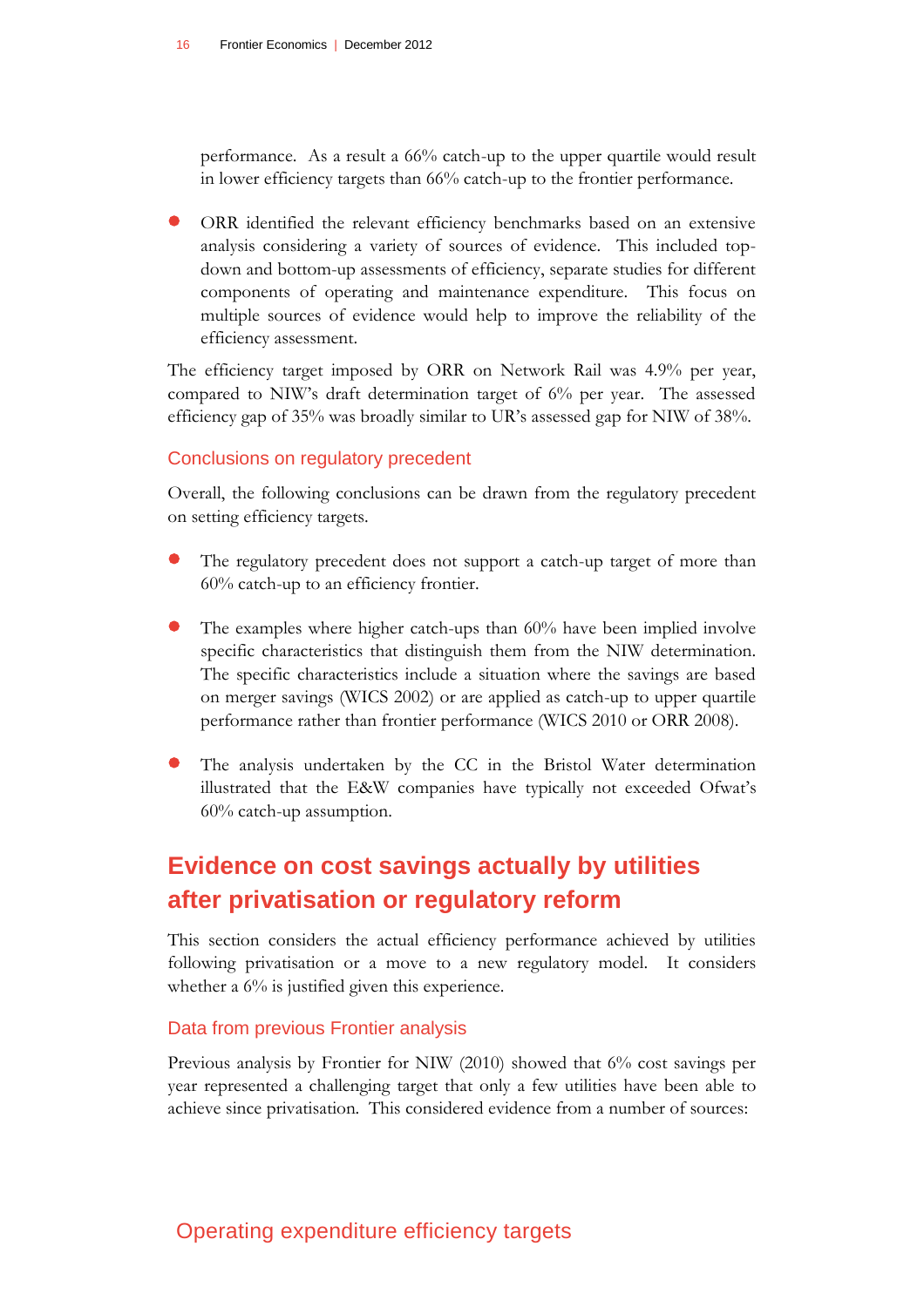performance. As a result a 66% catch-up to the upper quartile would result in lower efficiency targets than 66% catch-up to the frontier performance.

- ORR identified the relevant efficiency benchmarks based on an extensive analysis considering a variety of sources of evidence. This included top-down and bottom-up assessments of efficiency, separate studies for different components of operating and maintenance expenditure. This focus on multiple sources of evidence would help to improve the reliability of the efficiency assessment.

The efficiency target imposed by ORR on Network Rail was 4.9% per year, compared to NIW's draft determination target of 6% per year. The assessed efficiency gap of 35% was broadly similar to UR's assessed gap for NIW of 38%.

### Conclusions on regulatory precedent

Overall, the following conclusions can be drawn from the regulatory precedent on setting efficiency targets.

- The regulatory precedent does not support a catch-up target of more than 60% catch-up to an efficiency frontier.
- The examples where higher catch-ups than 60% have been implied involve specific characteristics that distinguish them from the NIW determination. The specific characteristics include a situation where the savings are based on merger savings (WICS 2002) or are applied as catch-up to upper quartile performance rather than frontier performance (WICS 2010 or ORR 2008).
- The analysis undertaken by the CC in the Bristol Water determination illustrated that the E&W companies have typically not exceeded Ofwat's 60% catch-up assumption.

## Evidence on cost savings actually by utilities after privatisation or regulatory reform

This section considers the actual efficiency performance achieved by utilities following privatisation or a move to a new regulatory model. It considers whether a 6% is justified given this experience.

### Data from previous Frontier analysis

Previous analysis by Frontier for NIW (2010) showed that 6% cost savings per year represented a challenging target that only a few utilities have been able to achieve since privatisation. This considered evidence from a number of sources: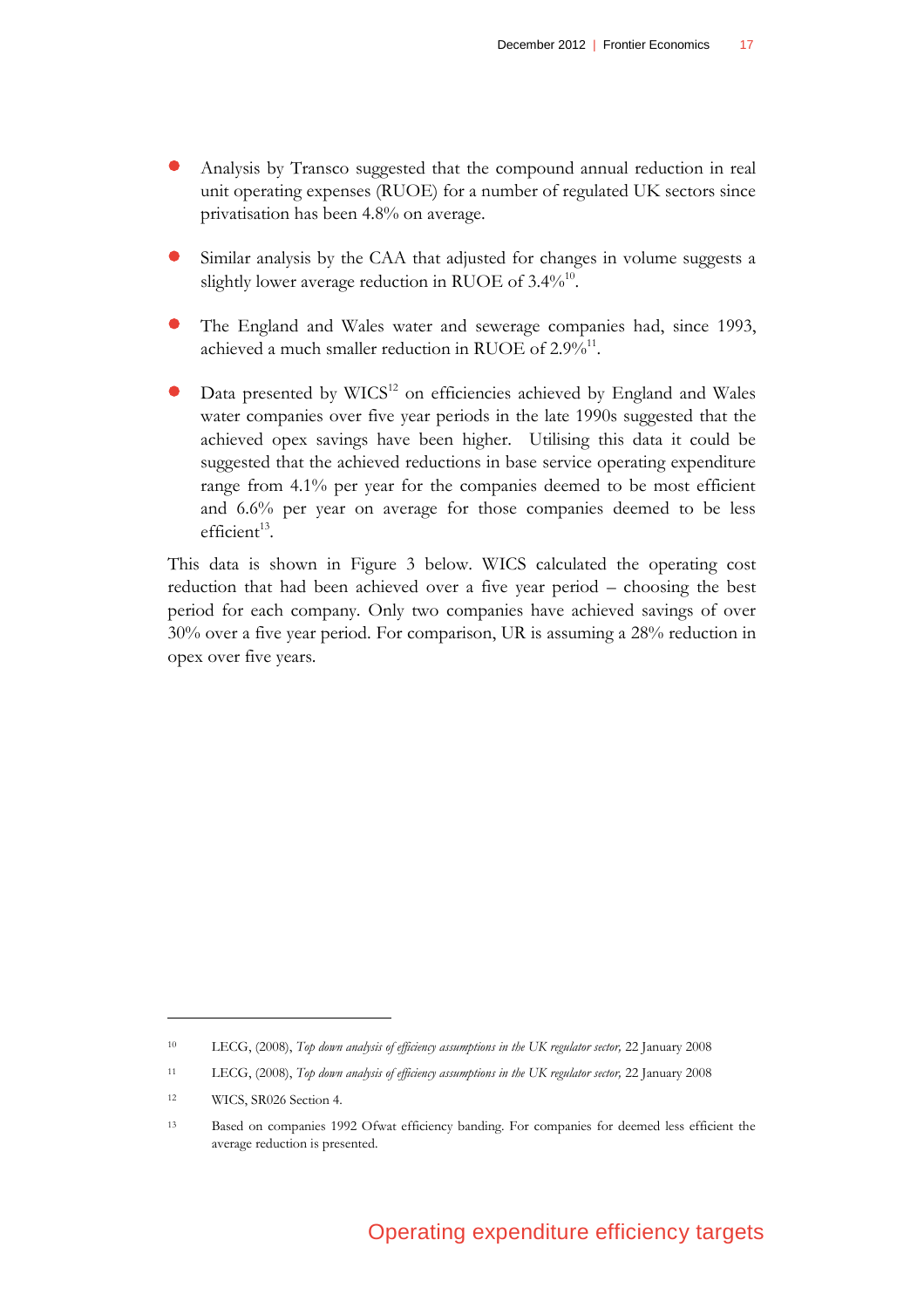- Analysis by Transco suggested that the compound annual reduction in real unit operating expenses (RUOE) for a number of regulated UK sectors since privatisation has been 4.8% on average.

- Similar analysis by the CAA that adjusted for changes in volume suggests a slightly lower average reduction in RUOE of 3.4%[10].

- The England and Wales water and sewerage companies had, since 1993, achieved a much smaller reduction in RUOE of 2.9%[11].

- Data presented by WICS[12] on efficiencies achieved by England and Wales water companies over five year periods in the late 1990s suggested that the achieved opex savings have been higher. Utilising this data it could be suggested that the achieved reductions in base service operating expenditure range from 4.1% per year for the companies deemed to be most efficient and 6.6% per year on average for those companies deemed to be less efficient[13].

This data is shown in Figure 3 below. WICS calculated the operating cost reduction that had been achieved over a five year period – choosing the best period for each company. Only two companies have achieved savings of over 30% over a five year period. For comparison, UR is assuming a 28% reduction in opex over five years.

---

[10] LECG, (2008), *Top down analysis of efficiency assumptions in the UK regulator sector,* 22 January 2008

[11] LECG, (2008), *Top down analysis of efficiency assumptions in the UK regulator sector,* 22 January 2008

[12] WICS, SR026 Section 4.

[13] Based on companies 1992 Ofwat efficiency banding. For companies for deemed less efficient the average reduction is presented.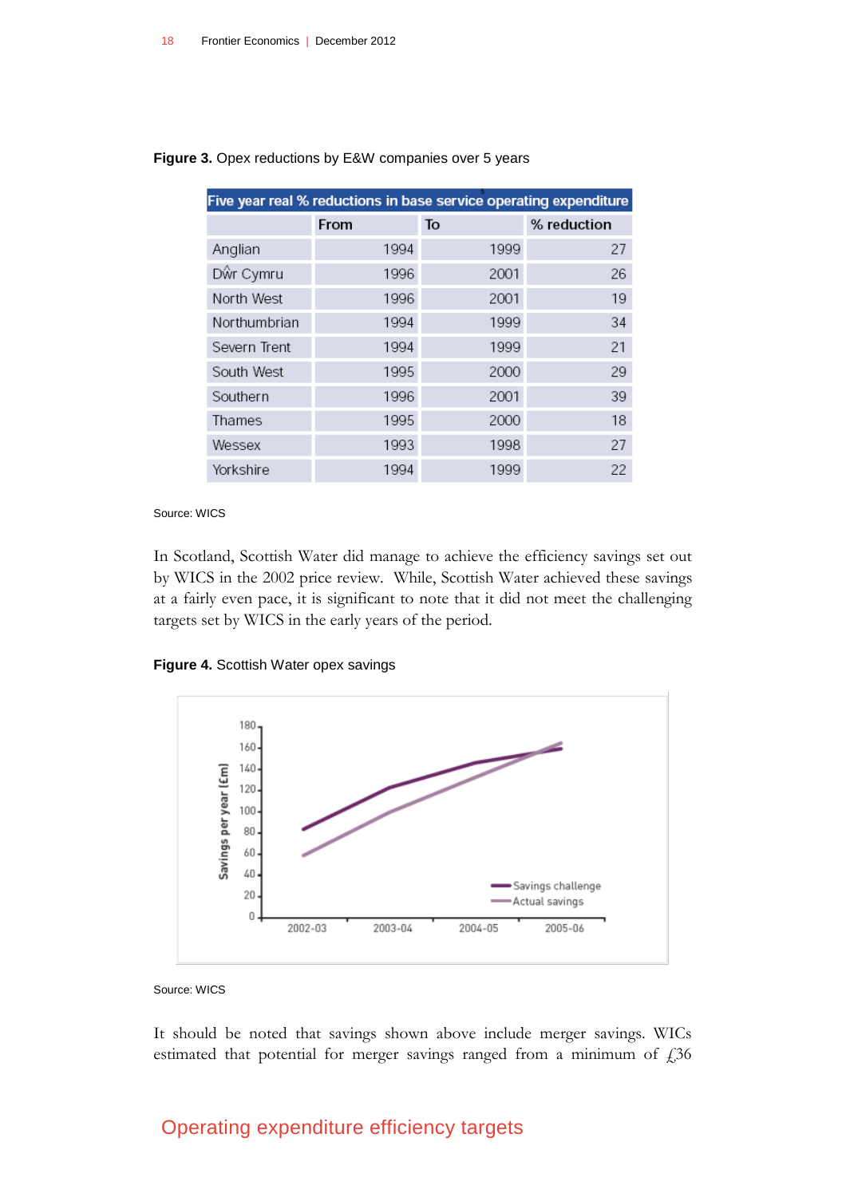**Figure 3.** Opex reductions by E&W companies over 5 years

| Five year real % reductions in base service operating expenditure | | | |
|---|---|---|---|
| | From | To | % reduction |
| Anglian | 1994 | 1999 | 27 |
| Dŵr Cymru | 1996 | 2001 | 26 |
| North West | 1996 | 2001 | 19 |
| Northumbrian | 1994 | 1999 | 34 |
| Severn Trent | 1994 | 1999 | 21 |
| South West | 1995 | 2000 | 29 |
| Southern | 1996 | 2001 | 39 |
| Thames | 1995 | 2000 | 18 |
| Wessex | 1993 | 1998 | 27 |
| Yorkshire | 1994 | 1999 | 22 |

Source: WICS

In Scotland, Scottish Water did manage to achieve the efficiency savings set out by WICS in the 2002 price review. While, Scottish Water achieved these savings at a fairly even pace, it is significant to note that it did not meet the challenging targets set by WICS in the early years of the period.

**Figure 4.** Scottish Water opex savings

Source: WICS

It should be noted that savings shown above include merger savings. WICs estimated that potential for merger savings ranged from a minimum of £36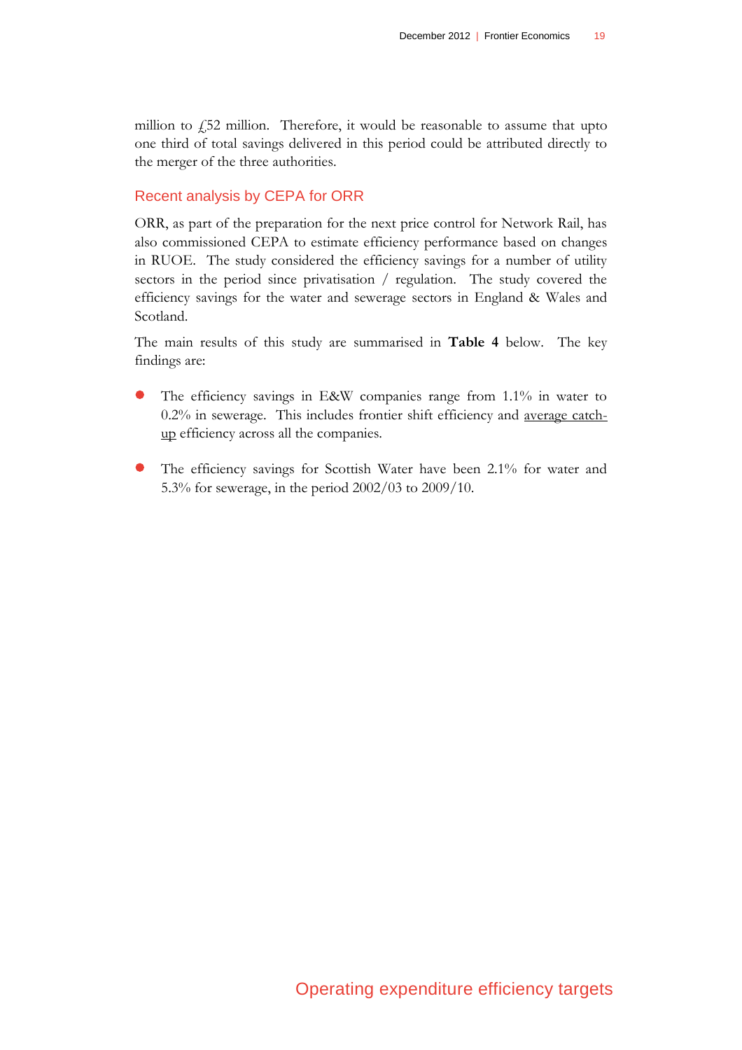million to £52 million. Therefore, it would be reasonable to assume that upto one third of total savings delivered in this period could be attributed directly to the merger of the three authorities.

## Recent analysis by CEPA for ORR

ORR, as part of the preparation for the next price control for Network Rail, has also commissioned CEPA to estimate efficiency performance based on changes in RUOE. The study considered the efficiency savings for a number of utility sectors in the period since privatisation / regulation. The study covered the efficiency savings for the water and sewerage sectors in England & Wales and Scotland.

The main results of this study are summarised in **Table 4** below. The key findings are:

- The efficiency savings in E&W companies range from 1.1% in water to 0.2% in sewerage. This includes frontier shift efficiency and <u>average catch-up</u> efficiency across all the companies.

- The efficiency savings for Scottish Water have been 2.1% for water and 5.3% for sewerage, in the period 2002/03 to 2009/10.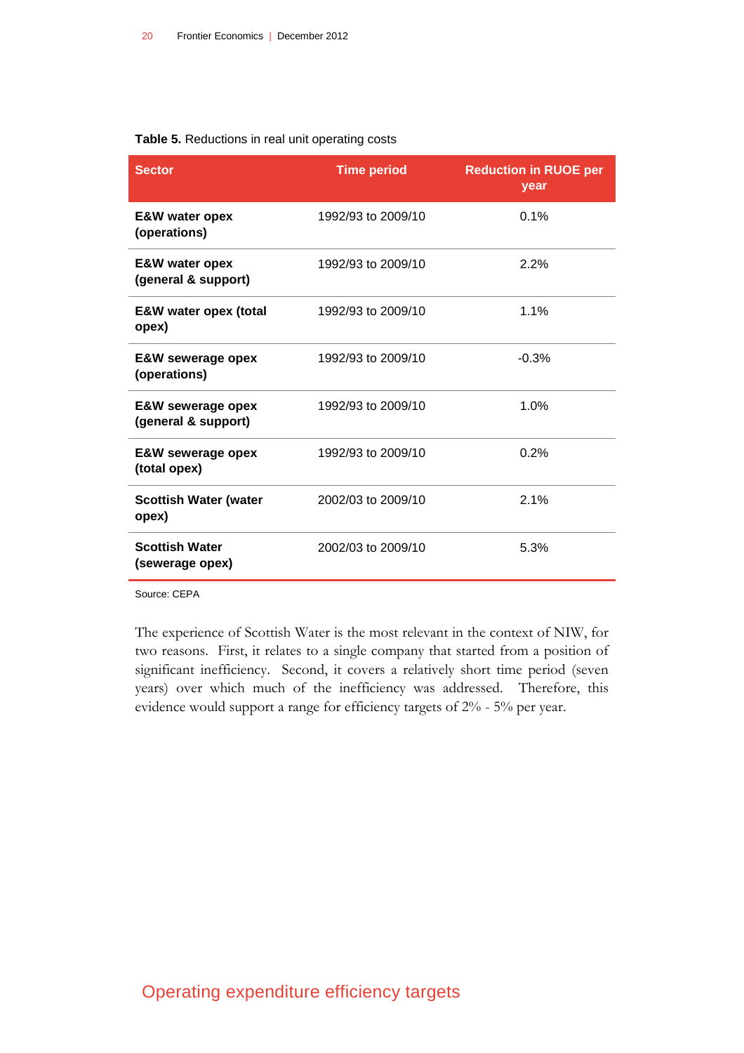**Table 5.** Reductions in real unit operating costs

| Sector | Time period | Reduction in RUOE per year |
|---|---|---|
| **E&W water opex (operations)** | 1992/93 to 2009/10 | 0.1% |
| **E&W water opex (general & support)** | 1992/93 to 2009/10 | 2.2% |
| **E&W water opex (total opex)** | 1992/93 to 2009/10 | 1.1% |
| **E&W sewerage opex (operations)** | 1992/93 to 2009/10 | -0.3% |
| **E&W sewerage opex (general & support)** | 1992/93 to 2009/10 | 1.0% |
| **E&W sewerage opex (total opex)** | 1992/93 to 2009/10 | 0.2% |
| **Scottish Water (water opex)** | 2002/03 to 2009/10 | 2.1% |
| **Scottish Water (sewerage opex)** | 2002/03 to 2009/10 | 5.3% |

Source: CEPA

The experience of Scottish Water is the most relevant in the context of NIW, for two reasons. First, it relates to a single company that started from a position of significant inefficiency. Second, it covers a relatively short time period (seven years) over which much of the inefficiency was addressed. Therefore, this evidence would support a range for efficiency targets of 2% - 5% per year.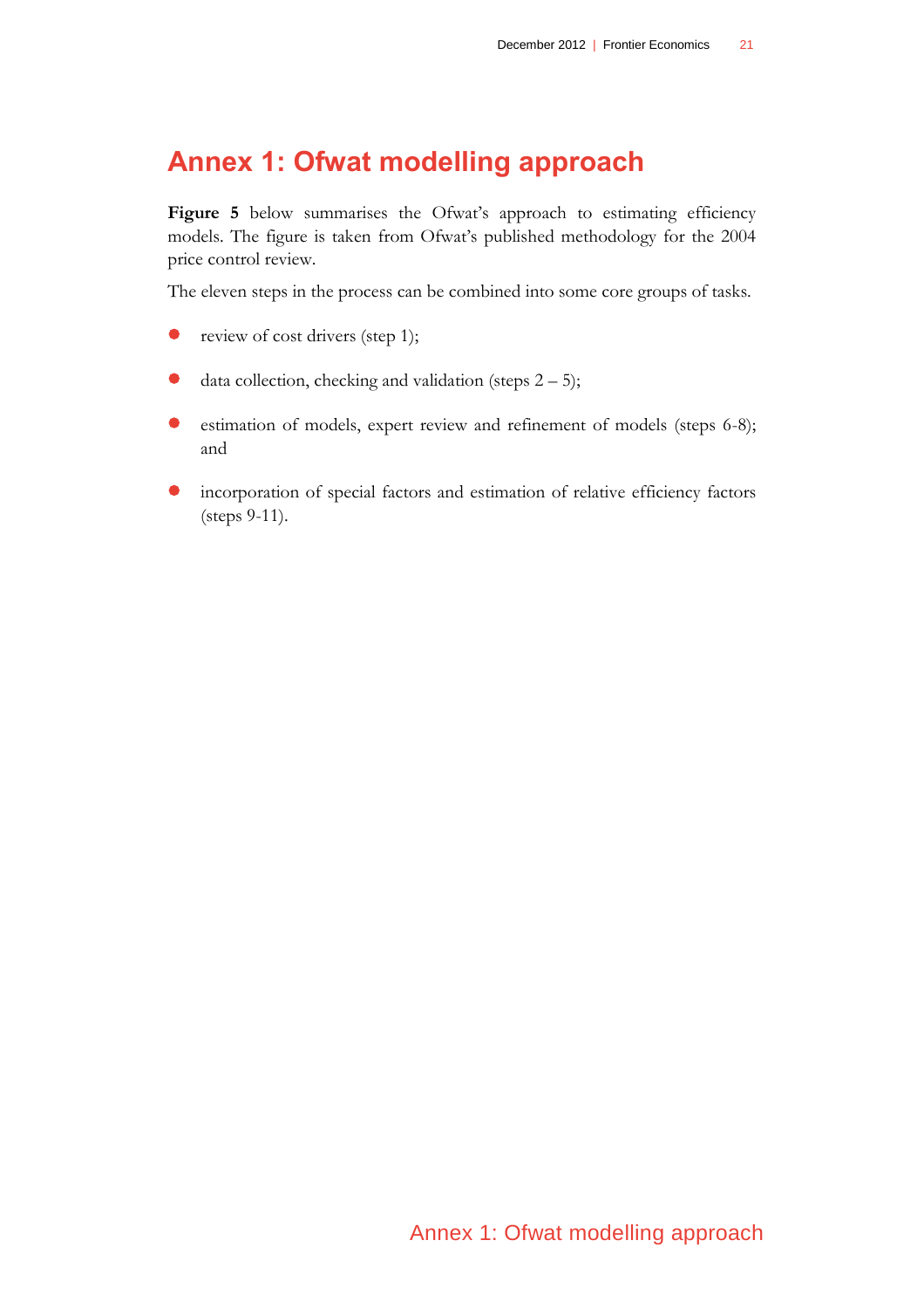# Annex 1: Ofwat modelling approach

**Figure 5** below summarises the Ofwat's approach to estimating efficiency models. The figure is taken from Ofwat's published methodology for the 2004 price control review.

The eleven steps in the process can be combined into some core groups of tasks.

- review of cost drivers (step 1);
- data collection, checking and validation (steps 2 – 5);
- estimation of models, expert review and refinement of models (steps 6-8); and
- incorporation of special factors and estimation of relative efficiency factors (steps 9-11).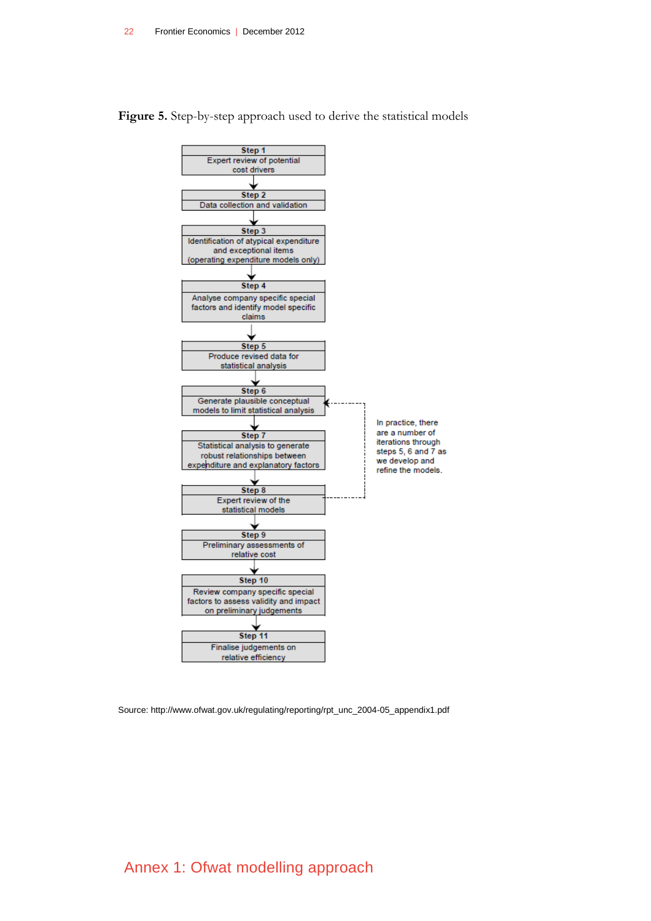**Figure 5.** Step-by-step approach used to derive the statistical models

**Step 1**
Expert review of potential cost drivers

↓

**Step 2**
Data collection and validation

↓

**Step 3**
Identification of atypical expenditure and exceptional items (operating expenditure models only)

↓

**Step 4**
Analyse company specific special factors and identify model specific claims

↓

**Step 5**
Produce revised data for statistical analysis

↓

**Step 6**
Generate plausible conceptual models to limit statistical analysis

↓

**Step 7**
Statistical analysis to generate robust relationships between expenditure and explanatory factors

↓

**Step 8**
Expert review of the statistical models

↓

**Step 9**
Preliminary assessments of relative cost

↓

**Step 10**
Review company specific special factors to assess validity and impact on preliminary judgements

↓

**Step 11**
Finalise judgements on relative efficiency

In practice, there are a number of iterations through steps 5, 6 and 7 as we develop and refine the models.

Source: http://www.ofwat.gov.uk/regulating/reporting/rpt_unc_2004-05_appendix1.pdf

# Annex 1: Ofwat modelling approach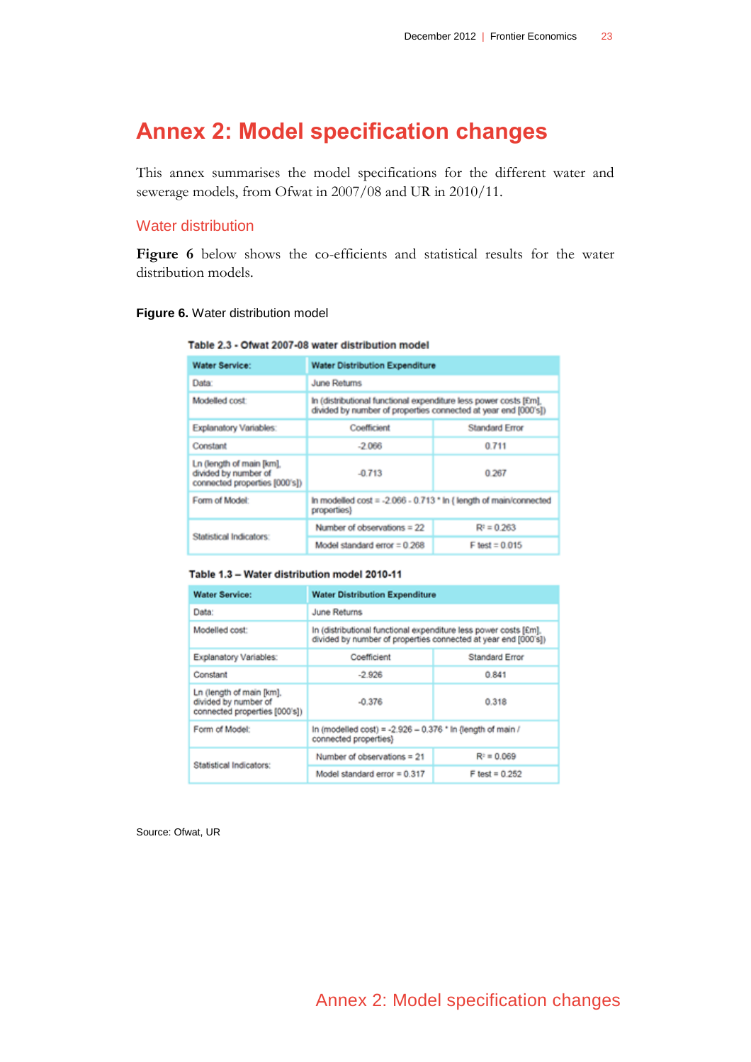# Annex 2: Model specification changes

This annex summarises the model specifications for the different water and sewerage models, from Ofwat in 2007/08 and UR in 2010/11.

## Water distribution

**Figure 6** below shows the co-efficients and statistical results for the water distribution models.

**Figure 6.** Water distribution model

**Table 2.3 - Ofwat 2007-08 water distribution model**

| Water Service: | Water Distribution Expenditure | |
|---|---|---|
| Data: | June Returns | |
| Modelled cost: | ln (distributional functional expenditure less power costs [£m], divided by number of properties connected at year end [000's]) | |
| Explanatory Variables: | Coefficient | Standard Error |
| Constant | -2.066 | 0.711 |
| Ln (length of main [km], divided by number of connected properties [000's]) | -0.713 | 0.267 |
| Form of Model: | ln modelled cost = -2.066 - 0.713 * ln ( length of main/connected properties) | |
| Statistical Indicators: | Number of observations = 22 | $R^2$ = 0.263 |
| | Model standard error = 0.268 | F test = 0.015 |

**Table 1.3 – Water distribution model 2010-11**

| Water Service: | Water Distribution Expenditure | |
|---|---|---|
| Data: | June Returns | |
| Modelled cost: | ln (distributional functional expenditure less power costs [£m], divided by number of properties connected at year end [000's]) | |
| Explanatory Variables: | Coefficient | Standard Error |
| Constant | -2.926 | 0.841 |
| Ln (length of main [km], divided by number of connected properties [000's]) | -0.376 | 0.318 |
| Form of Model: | ln (modelled cost) = -2.926 – 0.376 * ln (length of main / connected properties) | |
| Statistical Indicators: | Number of observations = 21 | $R^2$ = 0.069 |
| | Model standard error = 0.317 | F test = 0.252 |

Source: Ofwat, UR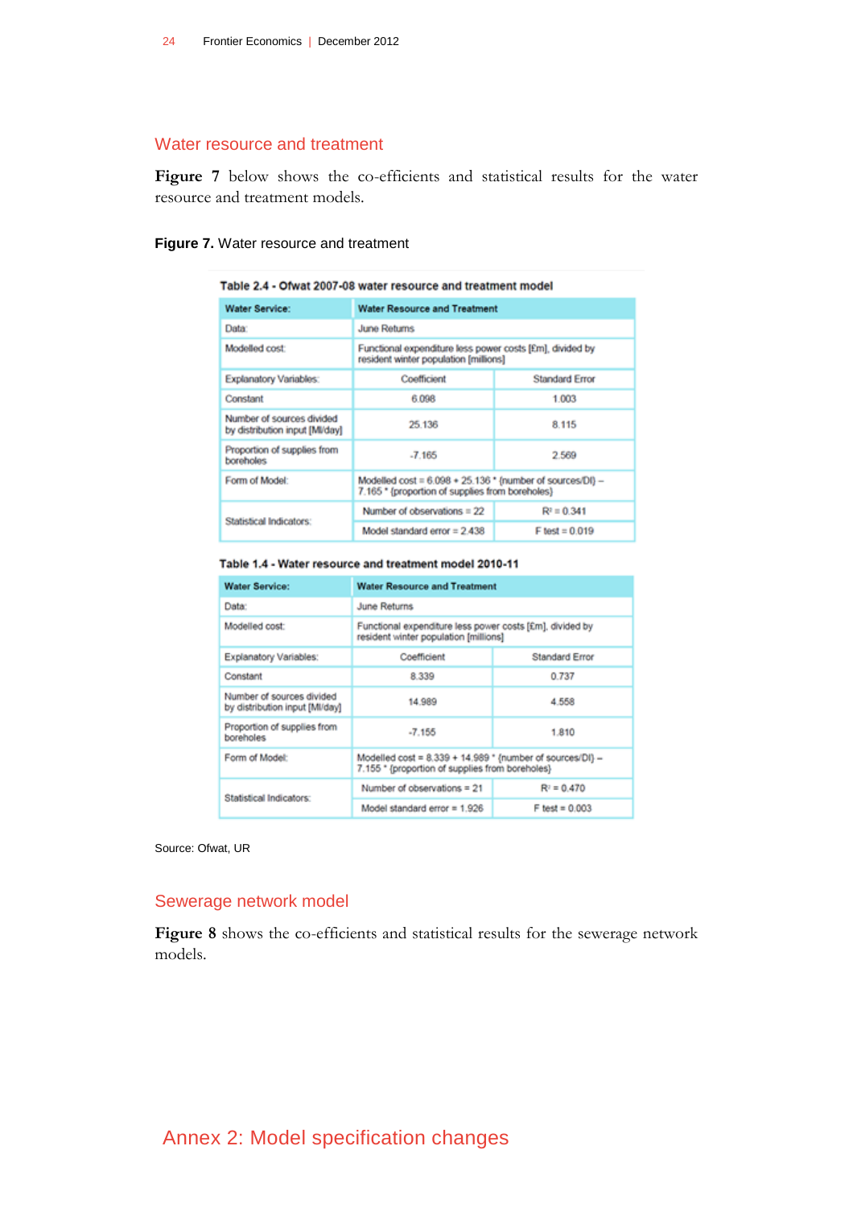## Water resource and treatment

**Figure 7** below shows the co-efficients and statistical results for the water resource and treatment models.

**Figure 7.** Water resource and treatment

**Table 2.4 - Ofwat 2007-08 water resource and treatment model**

| Water Service: | Water Resource and Treatment | |
|---|---|---|
| Data: | June Returns | |
| Modelled cost: | Functional expenditure less power costs [£m], divided by resident winter population [millions] | |
| Explanatory Variables: | Coefficient | Standard Error |
| Constant | 6.098 | 1.003 |
| Number of sources divided by distribution input [Ml/day] | 25.136 | 8.115 |
| Proportion of supplies from boreholes | -7.165 | 2.569 |
| Form of Model: | Modelled cost = 6.098 + 25.136 * {number of sources/DI} – 7.165 * {proportion of supplies from boreholes} | |
| Statistical Indicators: | Number of observations = 22 | $R^2$ = 0.341 |
| | Model standard error = 2.438 | F test = 0.019 |

**Table 1.4 - Water resource and treatment model 2010-11**

| Water Service: | Water Resource and Treatment | |
|---|---|---|
| Data: | June Returns | |
| Modelled cost: | Functional expenditure less power costs [£m], divided by resident winter population [millions] | |
| Explanatory Variables: | Coefficient | Standard Error |
| Constant | 8.339 | 0.737 |
| Number of sources divided by distribution input [Ml/day] | 14.989 | 4.558 |
| Proportion of supplies from boreholes | -7.155 | 1.810 |
| Form of Model: | Modelled cost = 8.339 + 14.989 * {number of sources/DI} – 7.155 * {proportion of supplies from boreholes} | |
| Statistical Indicators: | Number of observations = 21 | $R^2$ = 0.470 |
| | Model standard error = 1.926 | F test = 0.003 |

Source: Ofwat, UR

## Sewerage network model

**Figure 8** shows the co-efficients and statistical results for the sewerage network models.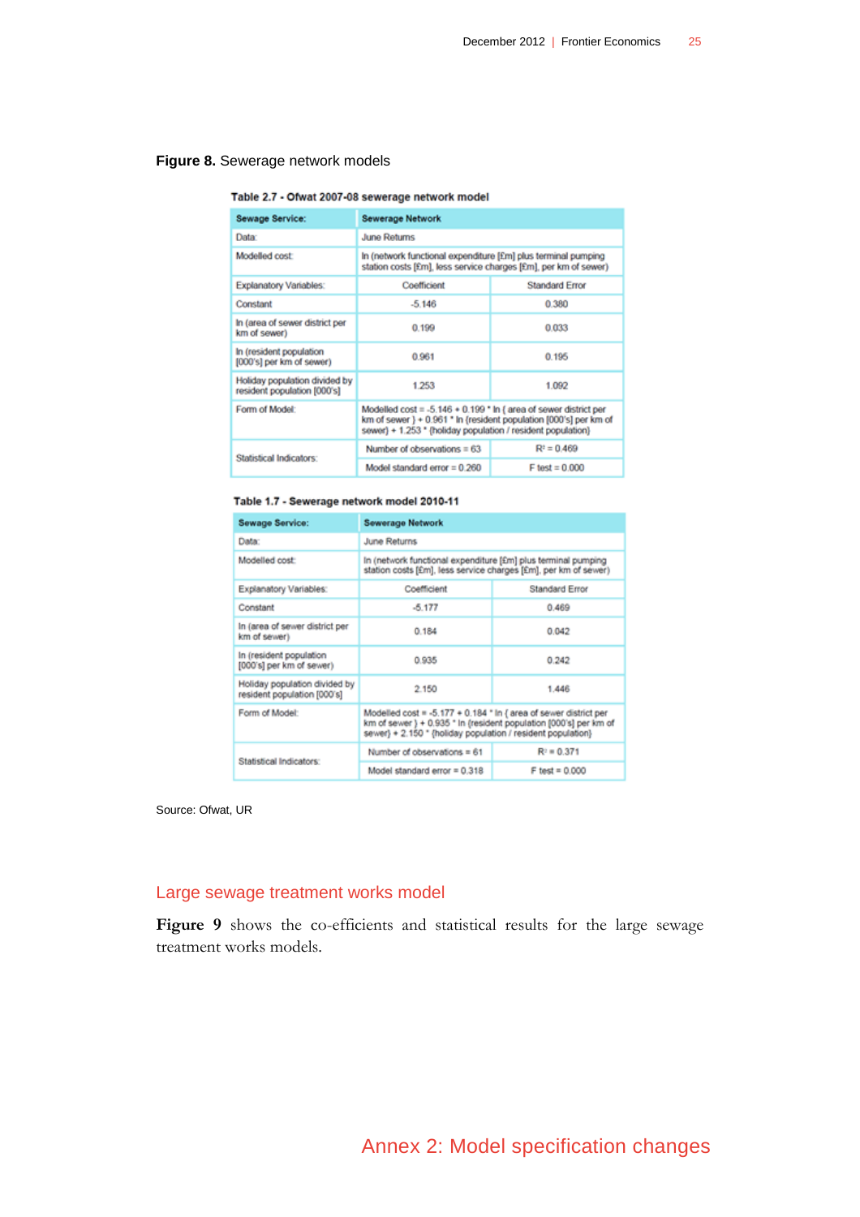**Figure 8.** Sewerage network models

**Table 2.7 - Ofwat 2007-08 sewerage network model**

| Sewage Service: | Sewerage Network | |
|---|---|---|
| Data: | June Returns | |
| Modelled cost: | ln (network functional expenditure [£m] plus terminal pumping station costs [£m], less service charges [£m], per km of sewer) | |
| Explanatory Variables: | Coefficient | Standard Error |
| Constant | -5.146 | 0.380 |
| ln (area of sewer district per km of sewer) | 0.199 | 0.033 |
| ln (resident population [000's] per km of sewer) | 0.961 | 0.195 |
| Holiday population divided by resident population [000's] | 1.253 | 1.092 |
| Form of Model: | Modelled cost = -5.146 + 0.199 * ln { area of sewer district per km of sewer } + 0.961 * ln (resident population [000's] per km of sewer) + 1.253 * (holiday population / resident population) | |
| Statistical Indicators: | Number of observations = 63 | $R^2$ = 0.469 |
| | Model standard error = 0.260 | F test = 0.000 |

**Table 1.7 - Sewerage network model 2010-11**

| Sewage Service: | Sewerage Network | |
|---|---|---|
| Data: | June Returns | |
| Modelled cost: | ln (network functional expenditure [£m] plus terminal pumping station costs [£m], less service charges [£m], per km of sewer) | |
| Explanatory Variables: | Coefficient | Standard Error |
| Constant | -5.177 | 0.469 |
| ln (area of sewer district per km of sewer) | 0.184 | 0.042 |
| ln (resident population [000's] per km of sewer) | 0.935 | 0.242 |
| Holiday population divided by resident population [000's] | 2.150 | 1.446 |
| Form of Model: | Modelled cost = -5.177 + 0.184 * ln { area of sewer district per km of sewer } + 0.935 * ln (resident population [000's] per km of sewer) + 2.150 * (holiday population / resident population) | |
| Statistical Indicators: | Number of observations = 61 | $R^2$ = 0.371 |
| | Model standard error = 0.318 | F test = 0.000 |

Source: Ofwat, UR

## Large sewage treatment works model

**Figure 9** shows the co-efficients and statistical results for the large sewage treatment works models.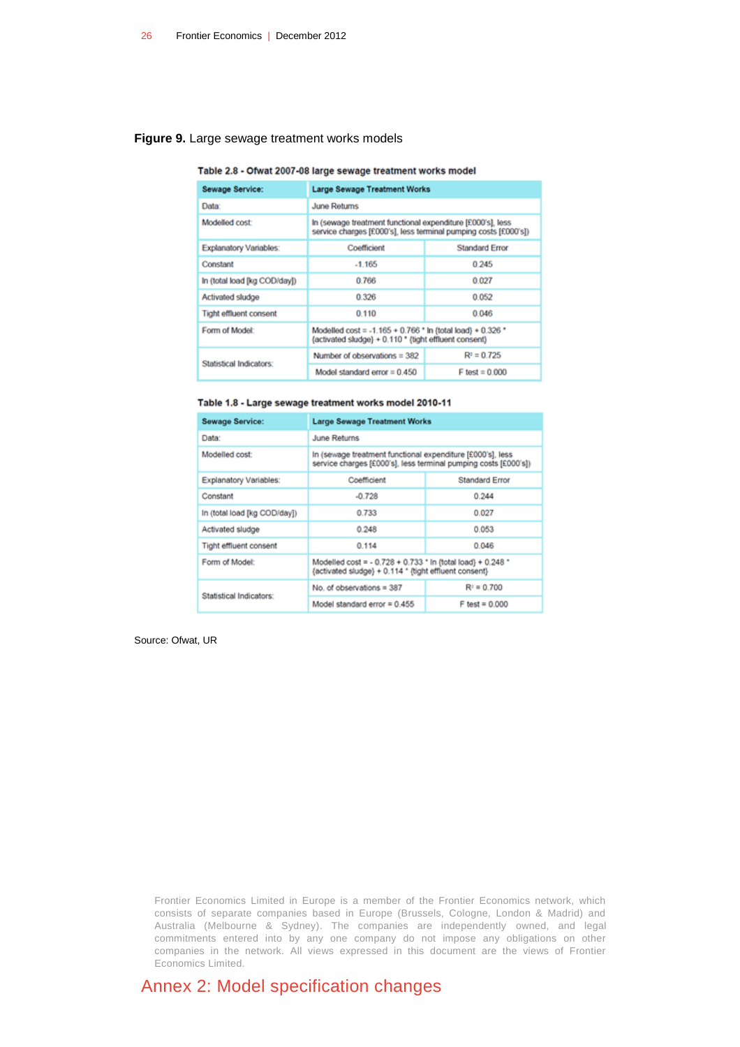**Figure 9.** Large sewage treatment works models

**Table 2.8 - Ofwat 2007-08 large sewage treatment works model**

| Sewage Service: | Large Sewage Treatment Works | |
|---|---|---|
| Data: | June Returns | |
| Modelled cost: | ln (sewage treatment functional expenditure [£000's], less service charges [£000's], less terminal pumping costs [£000's]) | |
| Explanatory Variables: | Coefficient | Standard Error |
| Constant | -1.165 | 0.245 |
| ln (total load [kg COD/day]) | 0.766 | 0.027 |
| Activated sludge | 0.326 | 0.052 |
| Tight effluent consent | 0.110 | 0.046 |
| Form of Model: | Modelled cost = -1.165 + 0.766 * ln (total load) + 0.326 * {activated sludge} + 0.110 * {tight effluent consent} | |
| Statistical Indicators: | Number of observations = 382 | $R^2$ = 0.725 |
| | Model standard error = 0.450 | F test = 0.000 |

**Table 1.8 - Large sewage treatment works model 2010-11**

| Sewage Service: | Large Sewage Treatment Works | |
|---|---|---|
| Data: | June Returns | |
| Modelled cost: | ln (sewage treatment functional expenditure [£000's], less service charges [£000's], less terminal pumping costs [£000's]) | |
| Explanatory Variables: | Coefficient | Standard Error |
| Constant | -0.728 | 0.244 |
| ln (total load [kg COD/day]) | 0.733 | 0.027 |
| Activated sludge | 0.248 | 0.053 |
| Tight effluent consent | 0.114 | 0.046 |
| Form of Model: | Modelled cost = - 0.728 + 0.733 * ln (total load) + 0.248 * {activated sludge} + 0.114 * {tight effluent consent} | |
| Statistical Indicators: | No. of observations = 387 | $R^2$ = 0.700 |
| | Model standard error = 0.455 | F test = 0.000 |

Source: Ofwat, UR

Frontier Economics Limited in Europe is a member of the Frontier Economics network, which consists of separate companies based in Europe (Brussels, Cologne, London & Madrid) and Australia (Melbourne & Sydney). The companies are independently owned, and legal commitments entered into by any one company do not impose any obligations on other companies in the network. All views expressed in this document are the views of Frontier Economics Limited.

## Annex 2: Model specification changes